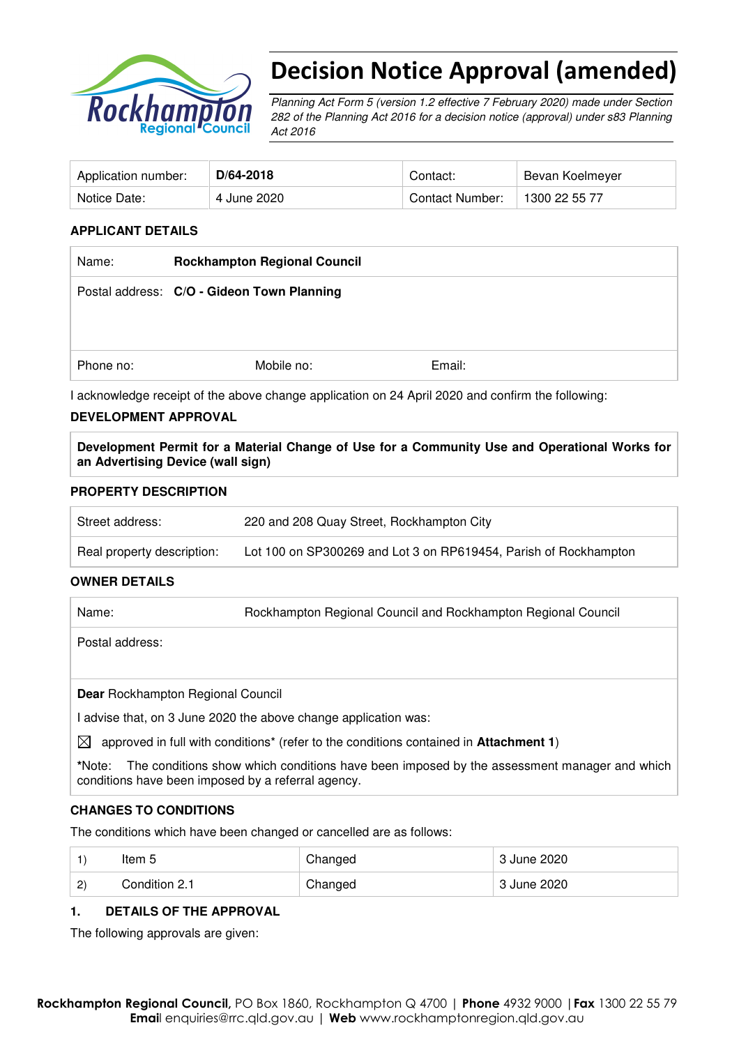# Decision Notice Approval (amended)

*Planning Act Form 5 (version 1.2 effective 7 February 2020) made under Section 282 of the Planning Act 2016 for a decision notice (approval) under s83 Planning Act 2016*

| Application number: | **D/64-2018** | Contact: | Bevan Koelmeyer |
|---|---|---|---|
| Notice Date: | 4 June 2020 | Contact Number: | 1300 22 55 77 |

**APPLICANT DETAILS**

| Name: | **Rockhampton Regional Council** | |
|---|---|---|
| Postal address: | **C/O - Gideon Town Planning** | |
| Phone no: | Mobile no: | Email: |

I acknowledge receipt of the above change application on 24 April 2020 and confirm the following:

**DEVELOPMENT APPROVAL**

**Development Permit for a Material Change of Use for a Community Use and Operational Works for an Advertising Device (wall sign)**

**PROPERTY DESCRIPTION**

| Street address: | 220 and 208 Quay Street, Rockhampton City |
|---|---|
| Real property description: | Lot 100 on SP300269 and Lot 3 on RP619454, Parish of Rockhampton |

**OWNER DETAILS**

| Name: | Rockhampton Regional Council and Rockhampton Regional Council |
|---|---|
| Postal address: | |

**Dear** Rockhampton Regional Council

I advise that, on 3 June 2020 the above change application was:

☒ approved in full with conditions* (refer to the conditions contained in **Attachment 1**)

*Note: The conditions show which conditions have been imposed by the assessment manager and which conditions have been imposed by a referral agency.

**CHANGES TO CONDITIONS**

The conditions which have been changed or cancelled are as follows:

| | | | |
|---|---|---|---|
| 1) | Item 5 | Changed | 3 June 2020 |
| 2) | Condition 2.1 | Changed | 3 June 2020 |

**1. DETAILS OF THE APPROVAL**

The following approvals are given: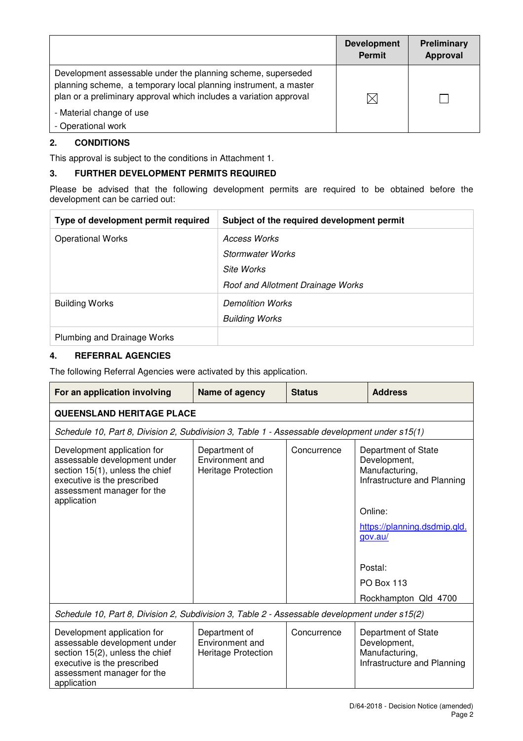| | Development Permit | Preliminary Approval |
|---|---|---|
| Development assessable under the planning scheme, superseded planning scheme, a temporary local planning instrument, a master plan or a preliminary approval which includes a variation approval<br>- Material change of use<br>- Operational work | ☒ | ☐ |

## 2. CONDITIONS

This approval is subject to the conditions in Attachment 1.

## 3. FURTHER DEVELOPMENT PERMITS REQUIRED

Please be advised that the following development permits are required to be obtained before the development can be carried out:

| Type of development permit required | Subject of the required development permit |
|---|---|
| Operational Works | *Access Works*<br>*Stormwater Works*<br>*Site Works*<br>*Roof and Allotment Drainage Works* |
| Building Works | *Demolition Works*<br>*Building Works* |
| Plumbing and Drainage Works | |

## 4. REFERRAL AGENCIES

The following Referral Agencies were activated by this application.

| For an application involving | Name of agency | Status | Address |
|---|---|---|---|
| **QUEENSLAND HERITAGE PLACE** | | | |
| *Schedule 10, Part 8, Division 2, Subdivision 3, Table 1 - Assessable development under s15(1)* | | | |
| Development application for assessable development under section 15(1), unless the chief executive is the prescribed assessment manager for the application | Department of Environment and Heritage Protection | Concurrence | Department of State Development, Manufacturing, Infrastructure and Planning<br><br>Online:<br>https://planning.dsdmip.qld.gov.au/<br><br>Postal:<br>PO Box 113<br>Rockhampton Qld 4700 |
| *Schedule 10, Part 8, Division 2, Subdivision 3, Table 2 - Assessable development under s15(2)* | | | |
| Development application for assessable development under section 15(2), unless the chief executive is the prescribed assessment manager for the application | Department of Environment and Heritage Protection | Concurrence | Department of State Development, Manufacturing, Infrastructure and Planning |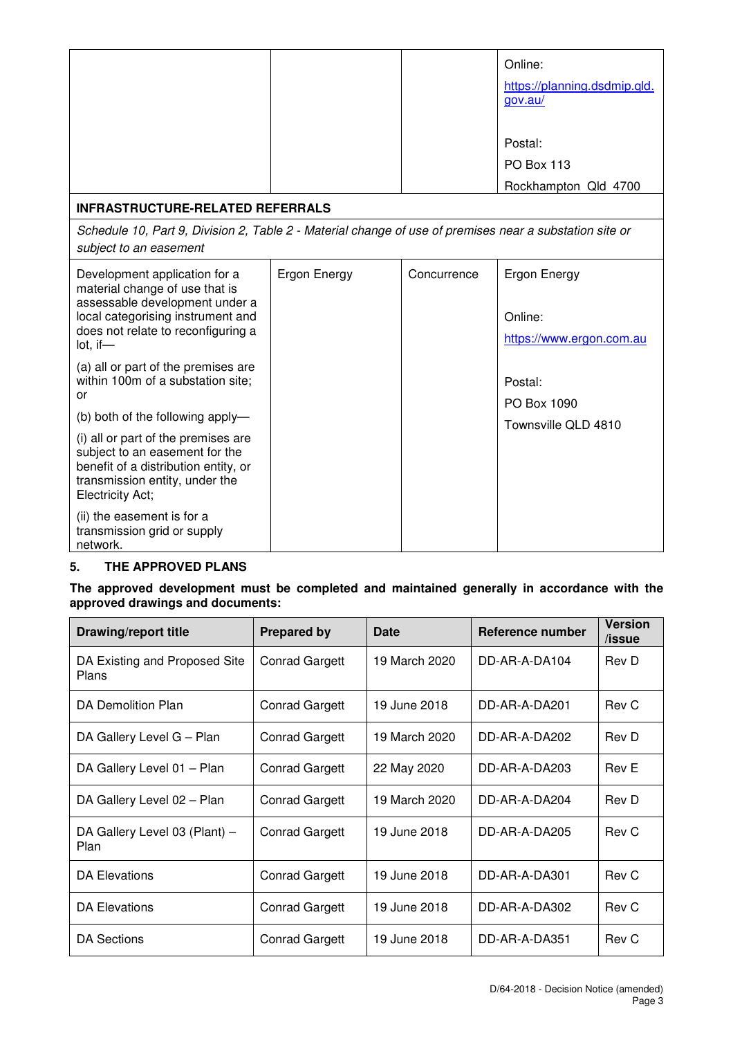| | | | Online:<br>https://planning.dsdmip.qld.gov.au/<br><br>Postal:<br>PO Box 113<br>Rockhampton Qld 4700 |
|---|---|---|---|
| **INFRASTRUCTURE-RELATED REFERRALS** | | | |
| *Schedule 10, Part 9, Division 2, Table 2 - Material change of use of premises near a substation site or subject to an easement* | | | |
| Development application for a material change of use that is assessable development under a local categorising instrument and does not relate to reconfiguring a lot, if—<br>(a) all or part of the premises are within 100m of a substation site; or<br>(b) both of the following apply—<br>(i) all or part of the premises are subject to an easement for the benefit of a distribution entity, or transmission entity, under the Electricity Act;<br>(ii) the easement is for a transmission grid or supply network. | Ergon Energy | Concurrence | Ergon Energy<br><br>Online:<br>https://www.ergon.com.au<br><br>Postal:<br>PO Box 1090<br>Townsville QLD 4810 |

## 5. THE APPROVED PLANS

**The approved development must be completed and maintained generally in accordance with the approved drawings and documents:**

| Drawing/report title | Prepared by | Date | Reference number | Version /issue |
|---|---|---|---|---|
| DA Existing and Proposed Site Plans | Conrad Gargett | 19 March 2020 | DD-AR-A-DA104 | Rev D |
| DA Demolition Plan | Conrad Gargett | 19 June 2018 | DD-AR-A-DA201 | Rev C |
| DA Gallery Level G – Plan | Conrad Gargett | 19 March 2020 | DD-AR-A-DA202 | Rev D |
| DA Gallery Level 01 – Plan | Conrad Gargett | 22 May 2020 | DD-AR-A-DA203 | Rev E |
| DA Gallery Level 02 – Plan | Conrad Gargett | 19 March 2020 | DD-AR-A-DA204 | Rev D |
| DA Gallery Level 03 (Plant) – Plan | Conrad Gargett | 19 June 2018 | DD-AR-A-DA205 | Rev C |
| DA Elevations | Conrad Gargett | 19 June 2018 | DD-AR-A-DA301 | Rev C |
| DA Elevations | Conrad Gargett | 19 June 2018 | DD-AR-A-DA302 | Rev C |
| DA Sections | Conrad Gargett | 19 June 2018 | DD-AR-A-DA351 | Rev C |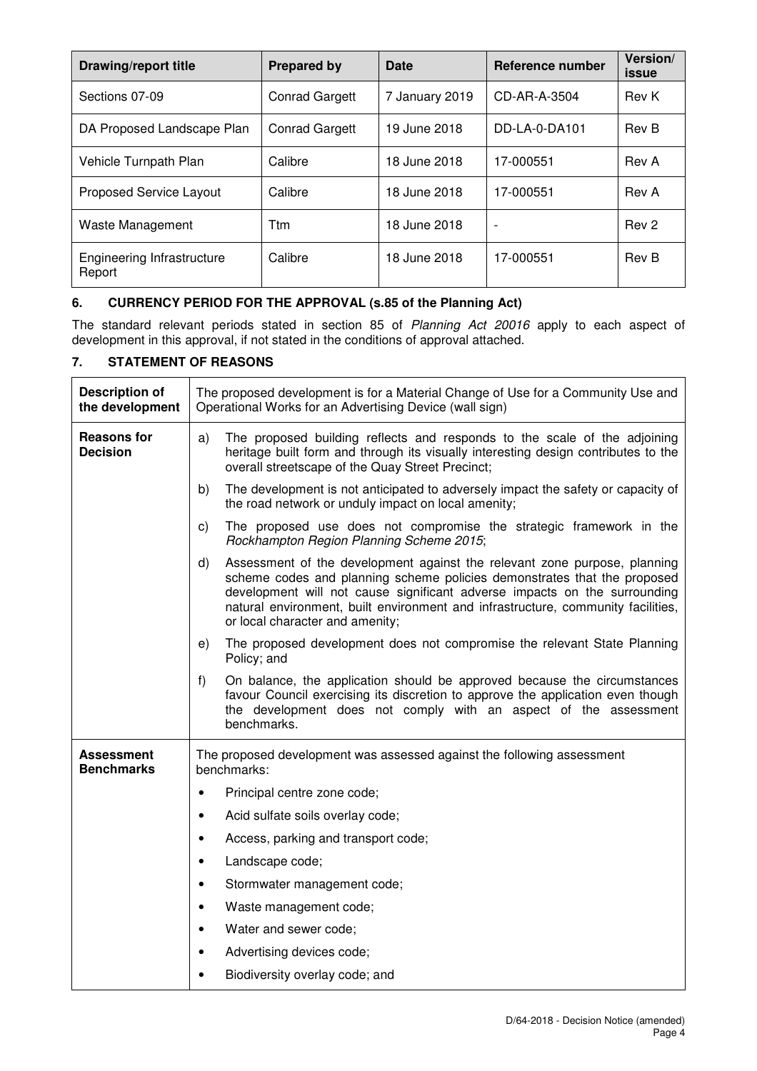| Drawing/report title | Prepared by | Date | Reference number | Version/ issue |
|---|---|---|---|---|
| Sections 07-09 | Conrad Gargett | 7 January 2019 | CD-AR-A-3504 | Rev K |
| DA Proposed Landscape Plan | Conrad Gargett | 19 June 2018 | DD-LA-0-DA101 | Rev B |
| Vehicle Turnpath Plan | Calibre | 18 June 2018 | 17-000551 | Rev A |
| Proposed Service Layout | Calibre | 18 June 2018 | 17-000551 | Rev A |
| Waste Management | Ttm | 18 June 2018 | - | Rev 2 |
| Engineering Infrastructure Report | Calibre | 18 June 2018 | 17-000551 | Rev B |

## 6. CURRENCY PERIOD FOR THE APPROVAL (s.85 of the Planning Act)

The standard relevant periods stated in section 85 of *Planning Act 20016* apply to each aspect of development in this approval, if not stated in the conditions of approval attached.

## 7. STATEMENT OF REASONS

| | |
|---|---|
| **Description of the development** | The proposed development is for a Material Change of Use for a Community Use and Operational Works for an Advertising Device (wall sign) |
| **Reasons for Decision** | a) The proposed building reflects and responds to the scale of the adjoining heritage built form and through its visually interesting design contributes to the overall streetscape of the Quay Street Precinct;<br>b) The development is not anticipated to adversely impact the safety or capacity of the road network or unduly impact on local amenity;<br>c) The proposed use does not compromise the strategic framework in the *Rockhampton Region Planning Scheme 2015*;<br>d) Assessment of the development against the relevant zone purpose, planning scheme codes and planning scheme policies demonstrates that the proposed development will not cause significant adverse impacts on the surrounding natural environment, built environment and infrastructure, community facilities, or local character and amenity;<br>e) The proposed development does not compromise the relevant State Planning Policy; and<br>f) On balance, the application should be approved because the circumstances favour Council exercising its discretion to approve the application even though the development does not comply with an aspect of the assessment benchmarks. |
| **Assessment Benchmarks** | The proposed development was assessed against the following assessment benchmarks:<br>• Principal centre zone code;<br>• Acid sulfate soils overlay code;<br>• Access, parking and transport code;<br>• Landscape code;<br>• Stormwater management code;<br>• Waste management code;<br>• Water and sewer code;<br>• Advertising devices code;<br>• Biodiversity overlay code; and |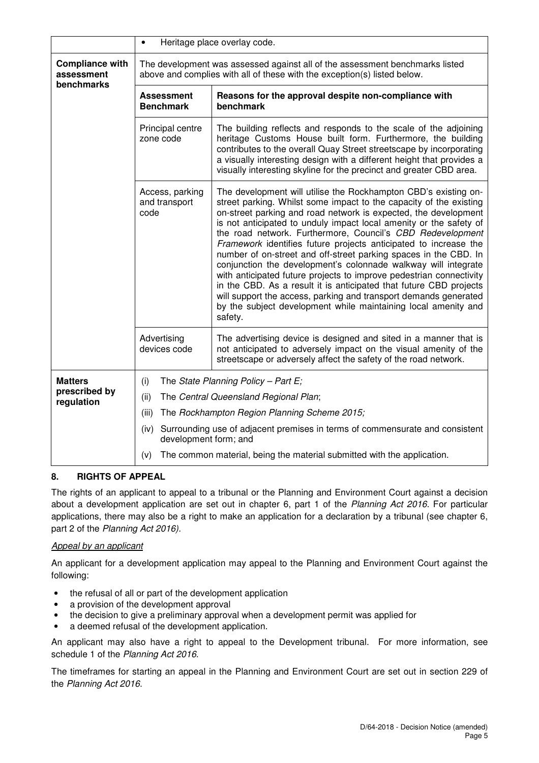|  |  |  |
| --- | --- | --- |
|  | • Heritage place overlay code. |  |
| **Compliance with assessment benchmarks** | The development was assessed against all of the assessment benchmarks listed above and complies with all of these with the exception(s) listed below. |  |
|  | **Assessment Benchmark** | **Reasons for the approval despite non-compliance with benchmark** |
|  | Principal centre zone code | The building reflects and responds to the scale of the adjoining heritage Customs House built form. Furthermore, the building contributes to the overall Quay Street streetscape by incorporating a visually interesting design with a different height that provides a visually interesting skyline for the precinct and greater CBD area. |
|  | Access, parking and transport code | The development will utilise the Rockhampton CBD's existing on-street parking. Whilst some impact to the capacity of the existing on-street parking and road network is expected, the development is not anticipated to unduly impact local amenity or the safety of the road network. Furthermore, Council's *CBD Redevelopment Framework* identifies future projects anticipated to increase the number of on-street and off-street parking spaces in the CBD. In conjunction the development's colonnade walkway will integrate with anticipated future projects to improve pedestrian connectivity in the CBD. As a result it is anticipated that future CBD projects will support the access, parking and transport demands generated by the subject development while maintaining local amenity and safety. |
|  | Advertising devices code | The advertising device is designed and sited in a manner that is not anticipated to adversely impact on the visual amenity of the streetscape or adversely affect the safety of the road network. |
| **Matters prescribed by regulation** | (i) The *State Planning Policy – Part E;*<br>(ii) The *Central Queensland Regional Plan*;<br>(iii) The *Rockhampton Region Planning Scheme 2015;*<br>(iv) Surrounding use of adjacent premises in terms of commensurate and consistent development form; and<br>(v) The common material, being the material submitted with the application. |  |

## 8. RIGHTS OF APPEAL

The rights of an applicant to appeal to a tribunal or the Planning and Environment Court against a decision about a development application are set out in chapter 6, part 1 of the *Planning Act 2016*. For particular applications, there may also be a right to make an application for a declaration by a tribunal (see chapter 6, part 2 of the *Planning Act 2016).*

*Appeal by an applicant*

An applicant for a development application may appeal to the Planning and Environment Court against the following:

- the refusal of all or part of the development application
- a provision of the development approval
- the decision to give a preliminary approval when a development permit was applied for
- a deemed refusal of the development application.

An applicant may also have a right to appeal to the Development tribunal. For more information, see schedule 1 of the *Planning Act 2016*.

The timeframes for starting an appeal in the Planning and Environment Court are set out in section 229 of the *Planning Act 2016*.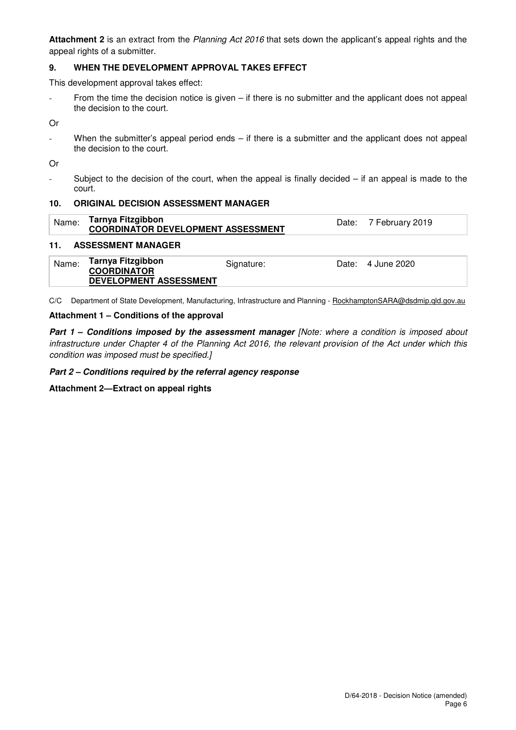**Attachment 2** is an extract from the *Planning Act 2016* that sets down the applicant's appeal rights and the appeal rights of a submitter.

## 9. WHEN THE DEVELOPMENT APPROVAL TAKES EFFECT

This development approval takes effect:

- From the time the decision notice is given – if there is no submitter and the applicant does not appeal the decision to the court.

Or

- When the submitter's appeal period ends – if there is a submitter and the applicant does not appeal the decision to the court.

Or

- Subject to the decision of the court, when the appeal is finally decided – if an appeal is made to the court.

## 10. ORIGINAL DECISION ASSESSMENT MANAGER

| Name: | **Tarnya Fitzgibbon** **COORDINATOR DEVELOPMENT ASSESSMENT** | Date: | 7 February 2019 |
|---|---|---|---|

## 11. ASSESSMENT MANAGER

| Name: | **Tarnya Fitzgibbon** **COORDINATOR DEVELOPMENT ASSESSMENT** | Signature: | | Date: | 4 June 2020 |
|---|---|---|---|---|---|

C/C Department of State Development, Manufacturing, Infrastructure and Planning - RockhamptonSARA@dsdmip.qld.gov.au

**Attachment 1 – Conditions of the approval**

***Part 1 – Conditions imposed by the assessment manager*** *[Note: where a condition is imposed about infrastructure under Chapter 4 of the Planning Act 2016, the relevant provision of the Act under which this condition was imposed must be specified.]*

***Part 2 – Conditions required by the referral agency response***

**Attachment 2—Extract on appeal rights**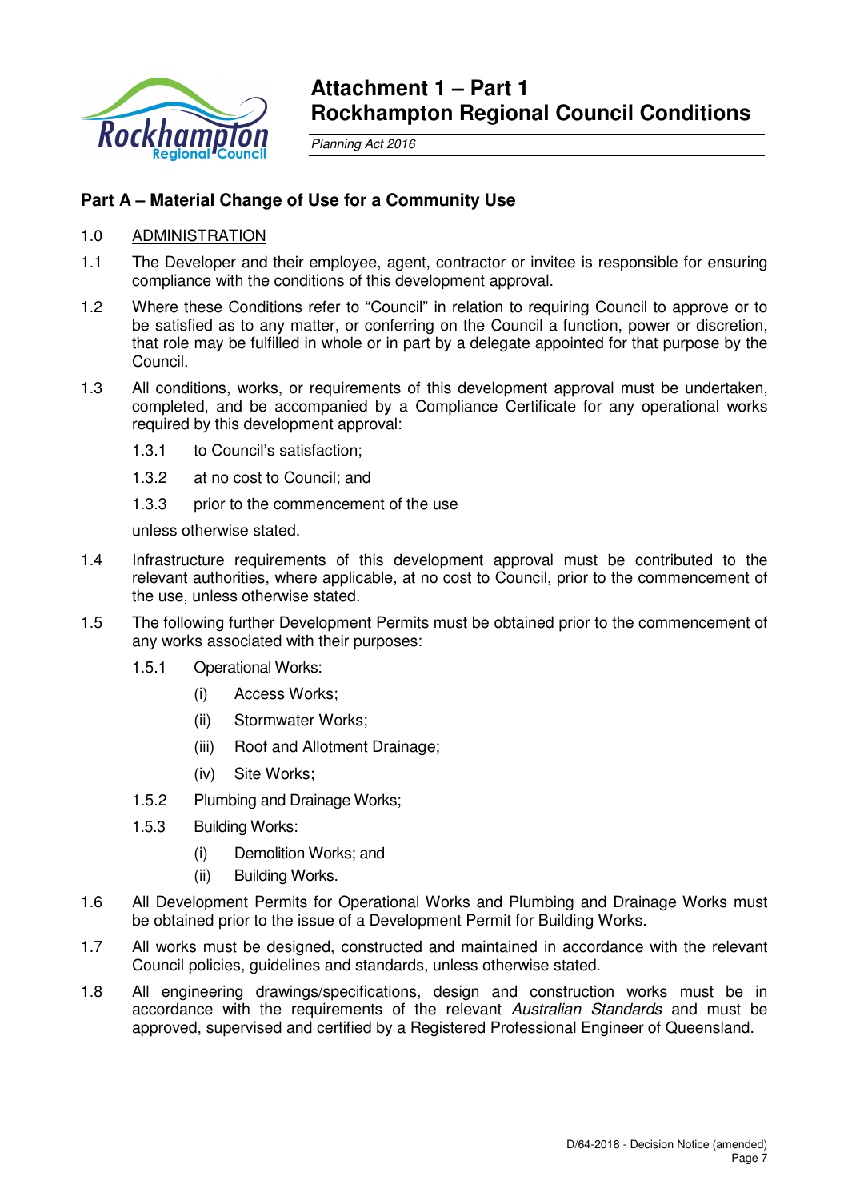# Attachment 1 – Part 1
# Rockhampton Regional Council Conditions

*Planning Act 2016*

## Part A – Material Change of Use for a Community Use

1.0 ADMINISTRATION

1.1 The Developer and their employee, agent, contractor or invitee is responsible for ensuring compliance with the conditions of this development approval.

1.2 Where these Conditions refer to "Council" in relation to requiring Council to approve or to be satisfied as to any matter, or conferring on the Council a function, power or discretion, that role may be fulfilled in whole or in part by a delegate appointed for that purpose by the Council.

1.3 All conditions, works, or requirements of this development approval must be undertaken, completed, and be accompanied by a Compliance Certificate for any operational works required by this development approval:

- 1.3.1 to Council's satisfaction;
- 1.3.2 at no cost to Council; and
- 1.3.3 prior to the commencement of the use

unless otherwise stated.

1.4 Infrastructure requirements of this development approval must be contributed to the relevant authorities, where applicable, at no cost to Council, prior to the commencement of the use, unless otherwise stated.

1.5 The following further Development Permits must be obtained prior to the commencement of any works associated with their purposes:

- 1.5.1 Operational Works:
  - (i) Access Works;
  - (ii) Stormwater Works;
  - (iii) Roof and Allotment Drainage;
  - (iv) Site Works;
- 1.5.2 Plumbing and Drainage Works;
- 1.5.3 Building Works:
  - (i) Demolition Works; and
  - (ii) Building Works.

1.6 All Development Permits for Operational Works and Plumbing and Drainage Works must be obtained prior to the issue of a Development Permit for Building Works.

1.7 All works must be designed, constructed and maintained in accordance with the relevant Council policies, guidelines and standards, unless otherwise stated.

1.8 All engineering drawings/specifications, design and construction works must be in accordance with the requirements of the relevant *Australian Standards* and must be approved, supervised and certified by a Registered Professional Engineer of Queensland.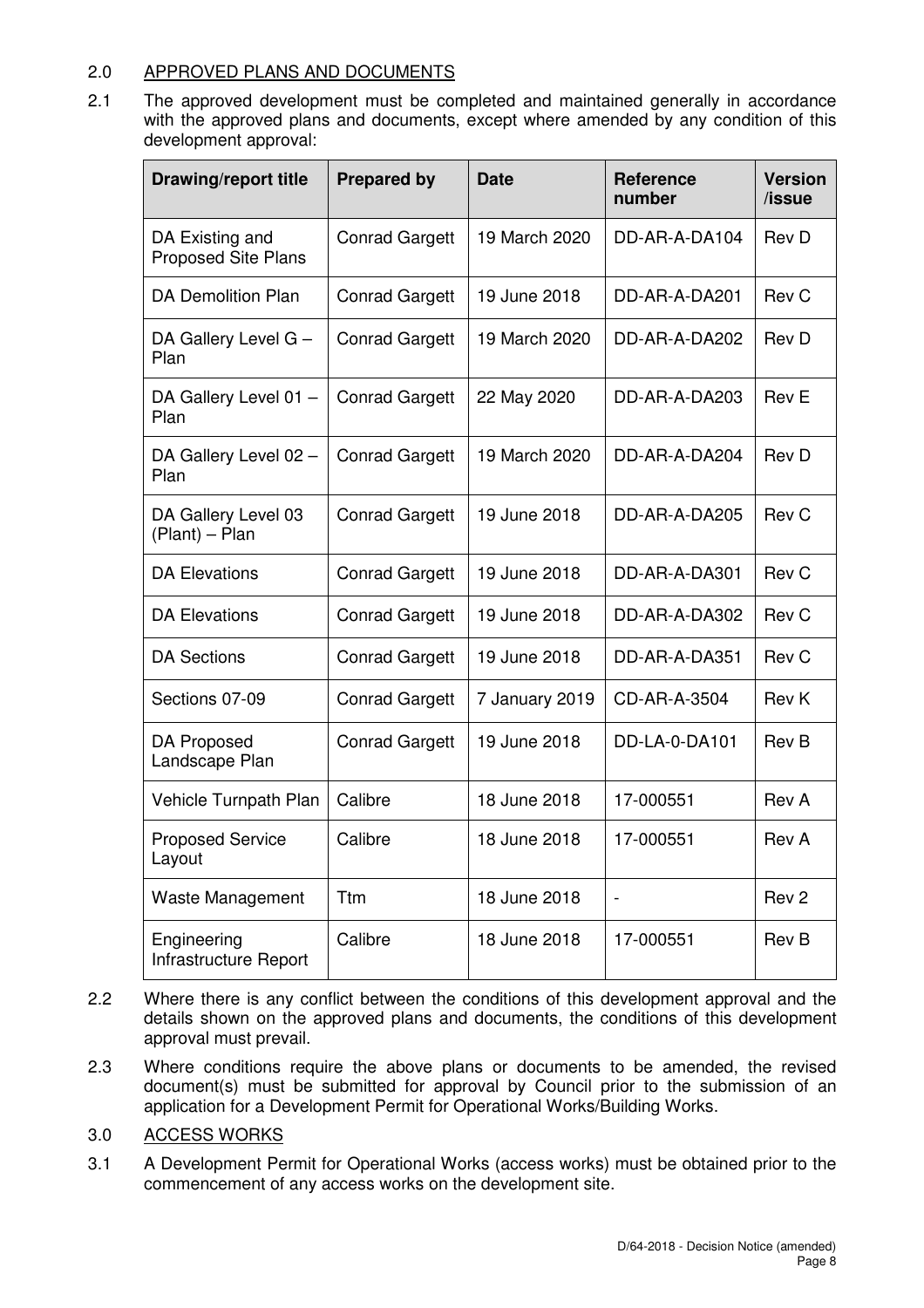## 2.0 APPROVED PLANS AND DOCUMENTS

2.1 The approved development must be completed and maintained generally in accordance with the approved plans and documents, except where amended by any condition of this development approval:

| Drawing/report title | Prepared by | Date | Reference number | Version /issue |
|---|---|---|---|---|
| DA Existing and Proposed Site Plans | Conrad Gargett | 19 March 2020 | DD-AR-A-DA104 | Rev D |
| DA Demolition Plan | Conrad Gargett | 19 June 2018 | DD-AR-A-DA201 | Rev C |
| DA Gallery Level G – Plan | Conrad Gargett | 19 March 2020 | DD-AR-A-DA202 | Rev D |
| DA Gallery Level 01 – Plan | Conrad Gargett | 22 May 2020 | DD-AR-A-DA203 | Rev E |
| DA Gallery Level 02 – Plan | Conrad Gargett | 19 March 2020 | DD-AR-A-DA204 | Rev D |
| DA Gallery Level 03 (Plant) – Plan | Conrad Gargett | 19 June 2018 | DD-AR-A-DA205 | Rev C |
| DA Elevations | Conrad Gargett | 19 June 2018 | DD-AR-A-DA301 | Rev C |
| DA Elevations | Conrad Gargett | 19 June 2018 | DD-AR-A-DA302 | Rev C |
| DA Sections | Conrad Gargett | 19 June 2018 | DD-AR-A-DA351 | Rev C |
| Sections 07-09 | Conrad Gargett | 7 January 2019 | CD-AR-A-3504 | Rev K |
| DA Proposed Landscape Plan | Conrad Gargett | 19 June 2018 | DD-LA-0-DA101 | Rev B |
| Vehicle Turnpath Plan | Calibre | 18 June 2018 | 17-000551 | Rev A |
| Proposed Service Layout | Calibre | 18 June 2018 | 17-000551 | Rev A |
| Waste Management | Ttm | 18 June 2018 | - | Rev 2 |
| Engineering Infrastructure Report | Calibre | 18 June 2018 | 17-000551 | Rev B |

2.2 Where there is any conflict between the conditions of this development approval and the details shown on the approved plans and documents, the conditions of this development approval must prevail.

2.3 Where conditions require the above plans or documents to be amended, the revised document(s) must be submitted for approval by Council prior to the submission of an application for a Development Permit for Operational Works/Building Works.

## 3.0 ACCESS WORKS

3.1 A Development Permit for Operational Works (access works) must be obtained prior to the commencement of any access works on the development site.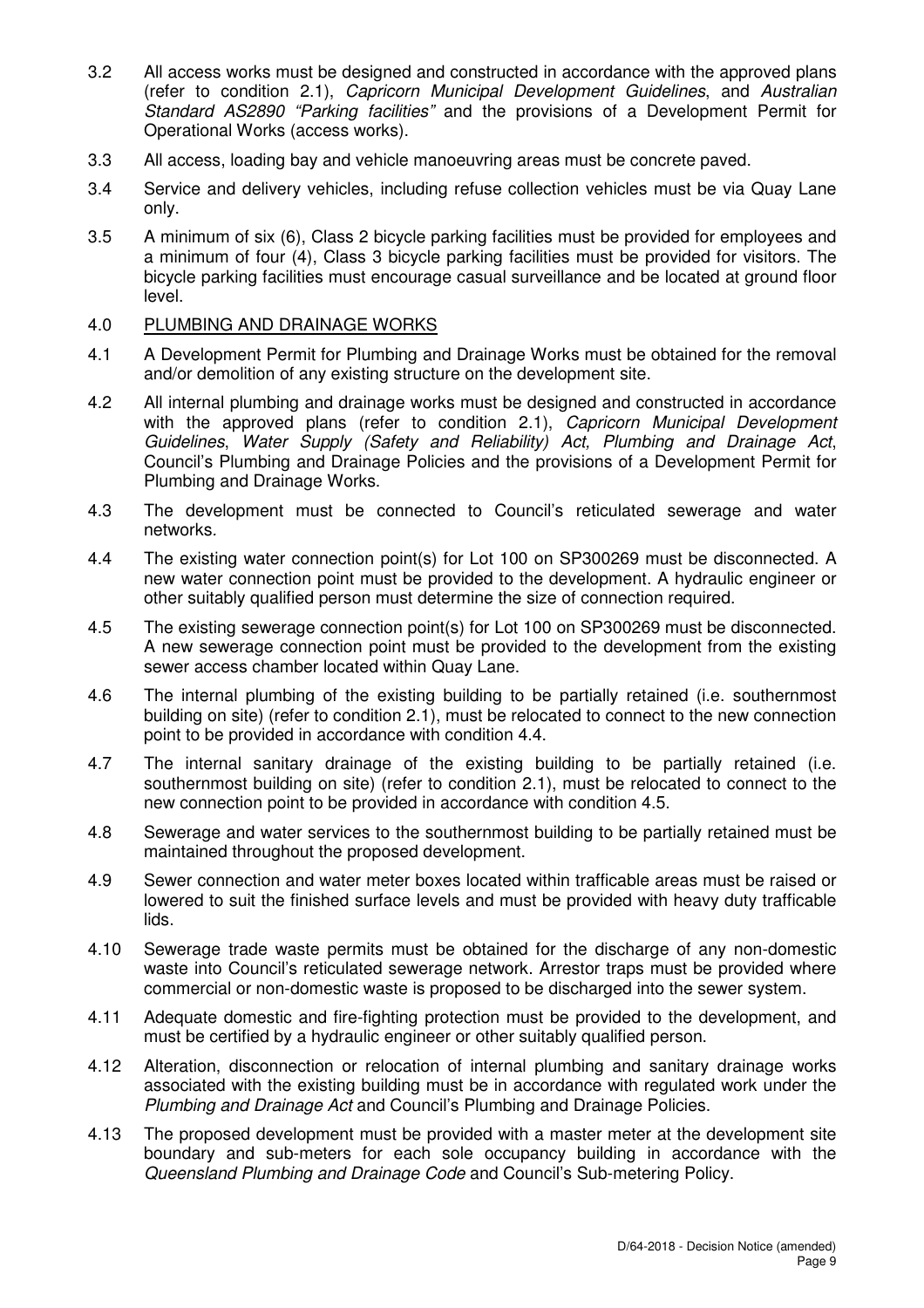3.2 All access works must be designed and constructed in accordance with the approved plans (refer to condition 2.1), *Capricorn Municipal Development Guidelines*, and *Australian Standard AS2890 "Parking facilities"* and the provisions of a Development Permit for Operational Works (access works).

3.3 All access, loading bay and vehicle manoeuvring areas must be concrete paved.

3.4 Service and delivery vehicles, including refuse collection vehicles must be via Quay Lane only.

3.5 A minimum of six (6), Class 2 bicycle parking facilities must be provided for employees and a minimum of four (4), Class 3 bicycle parking facilities must be provided for visitors. The bicycle parking facilities must encourage casual surveillance and be located at ground floor level.

4.0 PLUMBING AND DRAINAGE WORKS

4.1 A Development Permit for Plumbing and Drainage Works must be obtained for the removal and/or demolition of any existing structure on the development site.

4.2 All internal plumbing and drainage works must be designed and constructed in accordance with the approved plans (refer to condition 2.1), *Capricorn Municipal Development Guidelines*, *Water Supply (Safety and Reliability) Act, Plumbing and Drainage Act*, Council's Plumbing and Drainage Policies and the provisions of a Development Permit for Plumbing and Drainage Works.

4.3 The development must be connected to Council's reticulated sewerage and water networks.

4.4 The existing water connection point(s) for Lot 100 on SP300269 must be disconnected. A new water connection point must be provided to the development. A hydraulic engineer or other suitably qualified person must determine the size of connection required.

4.5 The existing sewerage connection point(s) for Lot 100 on SP300269 must be disconnected. A new sewerage connection point must be provided to the development from the existing sewer access chamber located within Quay Lane.

4.6 The internal plumbing of the existing building to be partially retained (i.e. southernmost building on site) (refer to condition 2.1), must be relocated to connect to the new connection point to be provided in accordance with condition 4.4.

4.7 The internal sanitary drainage of the existing building to be partially retained (i.e. southernmost building on site) (refer to condition 2.1), must be relocated to connect to the new connection point to be provided in accordance with condition 4.5.

4.8 Sewerage and water services to the southernmost building to be partially retained must be maintained throughout the proposed development.

4.9 Sewer connection and water meter boxes located within trafficable areas must be raised or lowered to suit the finished surface levels and must be provided with heavy duty trafficable lids.

4.10 Sewerage trade waste permits must be obtained for the discharge of any non-domestic waste into Council's reticulated sewerage network. Arrestor traps must be provided where commercial or non-domestic waste is proposed to be discharged into the sewer system.

4.11 Adequate domestic and fire-fighting protection must be provided to the development, and must be certified by a hydraulic engineer or other suitably qualified person.

4.12 Alteration, disconnection or relocation of internal plumbing and sanitary drainage works associated with the existing building must be in accordance with regulated work under the *Plumbing and Drainage Act* and Council's Plumbing and Drainage Policies.

4.13 The proposed development must be provided with a master meter at the development site boundary and sub-meters for each sole occupancy building in accordance with the *Queensland Plumbing and Drainage Code* and Council's Sub-metering Policy.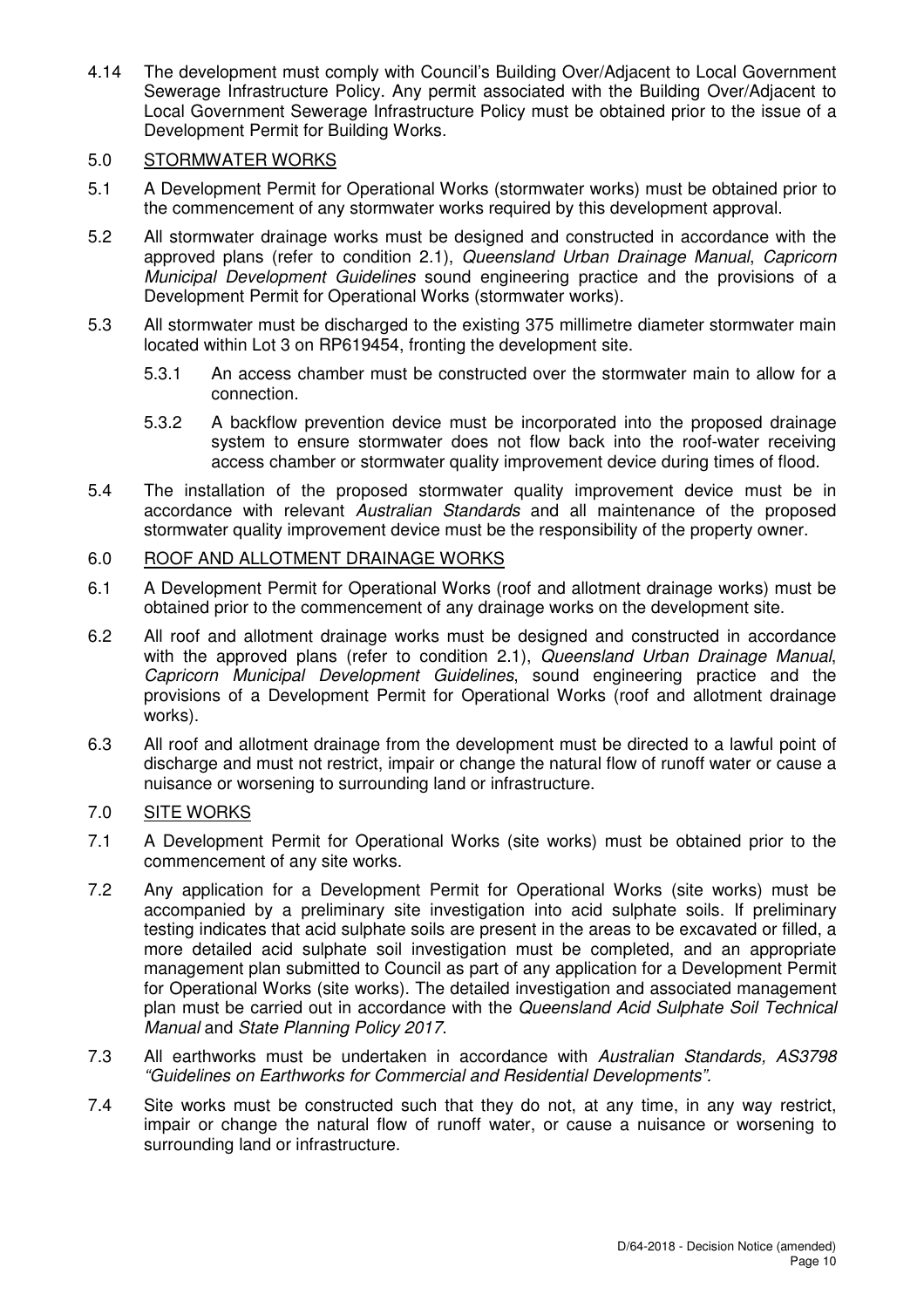4.14 The development must comply with Council's Building Over/Adjacent to Local Government Sewerage Infrastructure Policy. Any permit associated with the Building Over/Adjacent to Local Government Sewerage Infrastructure Policy must be obtained prior to the issue of a Development Permit for Building Works.

## 5.0 STORMWATER WORKS

5.1 A Development Permit for Operational Works (stormwater works) must be obtained prior to the commencement of any stormwater works required by this development approval.

5.2 All stormwater drainage works must be designed and constructed in accordance with the approved plans (refer to condition 2.1), *Queensland Urban Drainage Manual*, *Capricorn Municipal Development Guidelines* sound engineering practice and the provisions of a Development Permit for Operational Works (stormwater works).

5.3 All stormwater must be discharged to the existing 375 millimetre diameter stormwater main located within Lot 3 on RP619454, fronting the development site.

5.3.1 An access chamber must be constructed over the stormwater main to allow for a connection.

5.3.2 A backflow prevention device must be incorporated into the proposed drainage system to ensure stormwater does not flow back into the roof-water receiving access chamber or stormwater quality improvement device during times of flood.

5.4 The installation of the proposed stormwater quality improvement device must be in accordance with relevant *Australian Standards* and all maintenance of the proposed stormwater quality improvement device must be the responsibility of the property owner.

## 6.0 ROOF AND ALLOTMENT DRAINAGE WORKS

6.1 A Development Permit for Operational Works (roof and allotment drainage works) must be obtained prior to the commencement of any drainage works on the development site.

6.2 All roof and allotment drainage works must be designed and constructed in accordance with the approved plans (refer to condition 2.1), *Queensland Urban Drainage Manual*, *Capricorn Municipal Development Guidelines*, sound engineering practice and the provisions of a Development Permit for Operational Works (roof and allotment drainage works).

6.3 All roof and allotment drainage from the development must be directed to a lawful point of discharge and must not restrict, impair or change the natural flow of runoff water or cause a nuisance or worsening to surrounding land or infrastructure.

## 7.0 SITE WORKS

7.1 A Development Permit for Operational Works (site works) must be obtained prior to the commencement of any site works.

7.2 Any application for a Development Permit for Operational Works (site works) must be accompanied by a preliminary site investigation into acid sulphate soils. If preliminary testing indicates that acid sulphate soils are present in the areas to be excavated or filled, a more detailed acid sulphate soil investigation must be completed, and an appropriate management plan submitted to Council as part of any application for a Development Permit for Operational Works (site works). The detailed investigation and associated management plan must be carried out in accordance with the *Queensland Acid Sulphate Soil Technical Manual* and *State Planning Policy 2017*.

7.3 All earthworks must be undertaken in accordance with *Australian Standards, AS3798 "Guidelines on Earthworks for Commercial and Residential Developments".*

7.4 Site works must be constructed such that they do not, at any time, in any way restrict, impair or change the natural flow of runoff water, or cause a nuisance or worsening to surrounding land or infrastructure.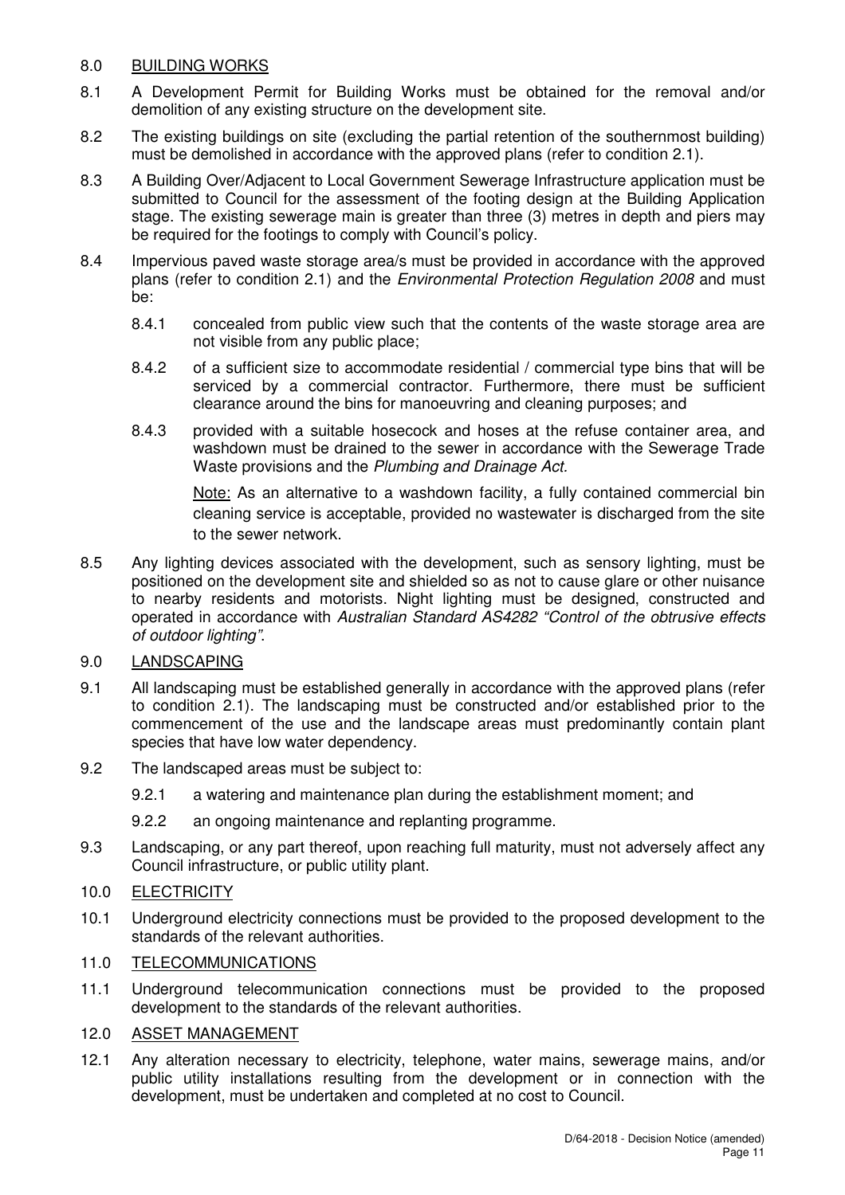## 8.0 BUILDING WORKS

8.1 A Development Permit for Building Works must be obtained for the removal and/or demolition of any existing structure on the development site.

8.2 The existing buildings on site (excluding the partial retention of the southernmost building) must be demolished in accordance with the approved plans (refer to condition 2.1).

8.3 A Building Over/Adjacent to Local Government Sewerage Infrastructure application must be submitted to Council for the assessment of the footing design at the Building Application stage. The existing sewerage main is greater than three (3) metres in depth and piers may be required for the footings to comply with Council's policy.

8.4 Impervious paved waste storage area/s must be provided in accordance with the approved plans (refer to condition 2.1) and the *Environmental Protection Regulation 2008* and must be:

8.4.1 concealed from public view such that the contents of the waste storage area are not visible from any public place;

8.4.2 of a sufficient size to accommodate residential / commercial type bins that will be serviced by a commercial contractor. Furthermore, there must be sufficient clearance around the bins for manoeuvring and cleaning purposes; and

8.4.3 provided with a suitable hosecock and hoses at the refuse container area, and washdown must be drained to the sewer in accordance with the Sewerage Trade Waste provisions and the *Plumbing and Drainage Act.*

Note: As an alternative to a washdown facility, a fully contained commercial bin cleaning service is acceptable, provided no wastewater is discharged from the site to the sewer network.

8.5 Any lighting devices associated with the development, such as sensory lighting, must be positioned on the development site and shielded so as not to cause glare or other nuisance to nearby residents and motorists. Night lighting must be designed, constructed and operated in accordance with *Australian Standard AS4282 "Control of the obtrusive effects of outdoor lighting".*

## 9.0 LANDSCAPING

9.1 All landscaping must be established generally in accordance with the approved plans (refer to condition 2.1). The landscaping must be constructed and/or established prior to the commencement of the use and the landscape areas must predominantly contain plant species that have low water dependency.

9.2 The landscaped areas must be subject to:

9.2.1 a watering and maintenance plan during the establishment moment; and

9.2.2 an ongoing maintenance and replanting programme.

9.3 Landscaping, or any part thereof, upon reaching full maturity, must not adversely affect any Council infrastructure, or public utility plant.

## 10.0 ELECTRICITY

10.1 Underground electricity connections must be provided to the proposed development to the standards of the relevant authorities.

## 11.0 TELECOMMUNICATIONS

11.1 Underground telecommunication connections must be provided to the proposed development to the standards of the relevant authorities.

## 12.0 ASSET MANAGEMENT

12.1 Any alteration necessary to electricity, telephone, water mains, sewerage mains, and/or public utility installations resulting from the development or in connection with the development, must be undertaken and completed at no cost to Council.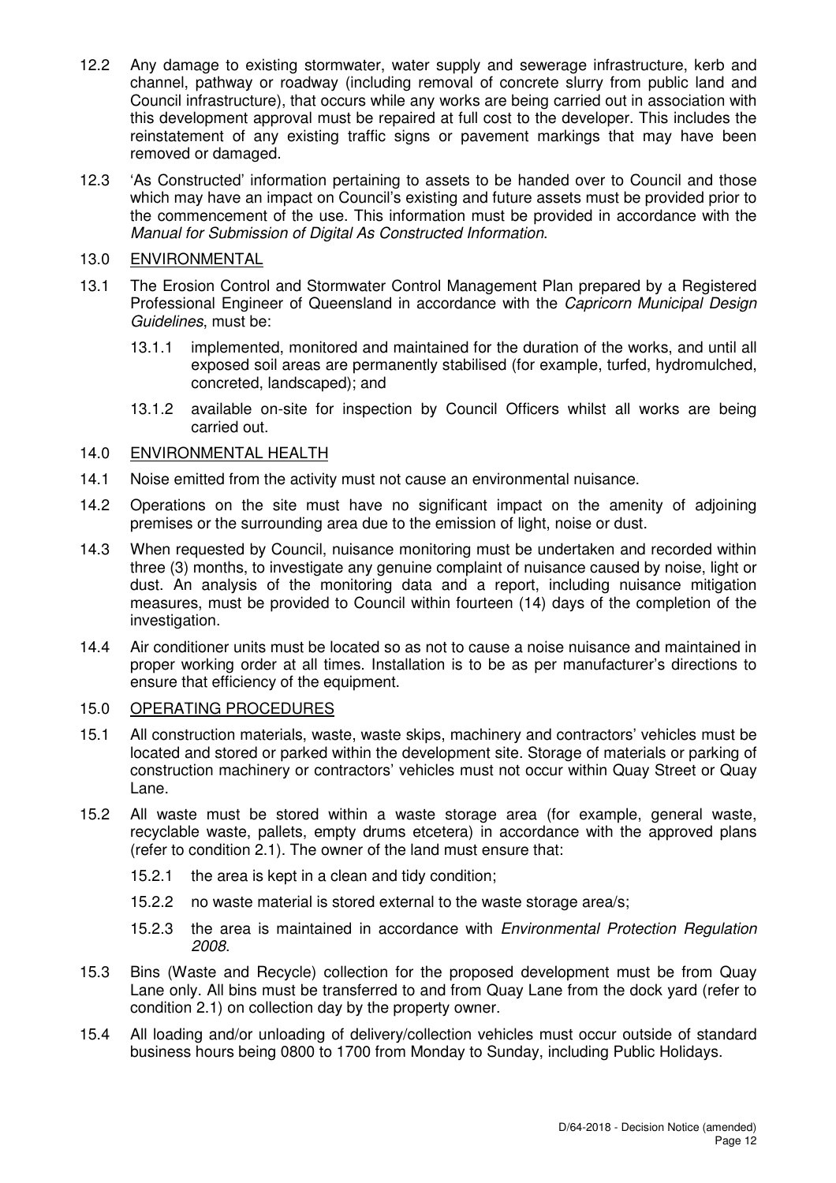12.2 Any damage to existing stormwater, water supply and sewerage infrastructure, kerb and channel, pathway or roadway (including removal of concrete slurry from public land and Council infrastructure), that occurs while any works are being carried out in association with this development approval must be repaired at full cost to the developer. This includes the reinstatement of any existing traffic signs or pavement markings that may have been removed or damaged.

12.3 'As Constructed' information pertaining to assets to be handed over to Council and those which may have an impact on Council's existing and future assets must be provided prior to the commencement of the use. This information must be provided in accordance with the *Manual for Submission of Digital As Constructed Information*.

13.0 <u>ENVIRONMENTAL</u>

13.1 The Erosion Control and Stormwater Control Management Plan prepared by a Registered Professional Engineer of Queensland in accordance with the *Capricorn Municipal Design Guidelines*, must be:

  13.1.1 implemented, monitored and maintained for the duration of the works, and until all exposed soil areas are permanently stabilised (for example, turfed, hydromulched, concreted, landscaped); and

  13.1.2 available on-site for inspection by Council Officers whilst all works are being carried out.

14.0 <u>ENVIRONMENTAL HEALTH</u>

14.1 Noise emitted from the activity must not cause an environmental nuisance.

14.2 Operations on the site must have no significant impact on the amenity of adjoining premises or the surrounding area due to the emission of light, noise or dust.

14.3 When requested by Council, nuisance monitoring must be undertaken and recorded within three (3) months, to investigate any genuine complaint of nuisance caused by noise, light or dust. An analysis of the monitoring data and a report, including nuisance mitigation measures, must be provided to Council within fourteen (14) days of the completion of the investigation.

14.4 Air conditioner units must be located so as not to cause a noise nuisance and maintained in proper working order at all times. Installation is to be as per manufacturer's directions to ensure that efficiency of the equipment.

15.0 <u>OPERATING PROCEDURES</u>

15.1 All construction materials, waste, waste skips, machinery and contractors' vehicles must be located and stored or parked within the development site. Storage of materials or parking of construction machinery or contractors' vehicles must not occur within Quay Street or Quay Lane.

15.2 All waste must be stored within a waste storage area (for example, general waste, recyclable waste, pallets, empty drums etcetera) in accordance with the approved plans (refer to condition 2.1). The owner of the land must ensure that:

  15.2.1 the area is kept in a clean and tidy condition;

  15.2.2 no waste material is stored external to the waste storage area/s;

  15.2.3 the area is maintained in accordance with *Environmental Protection Regulation 2008*.

15.3 Bins (Waste and Recycle) collection for the proposed development must be from Quay Lane only. All bins must be transferred to and from Quay Lane from the dock yard (refer to condition 2.1) on collection day by the property owner.

15.4 All loading and/or unloading of delivery/collection vehicles must occur outside of standard business hours being 0800 to 1700 from Monday to Sunday, including Public Holidays.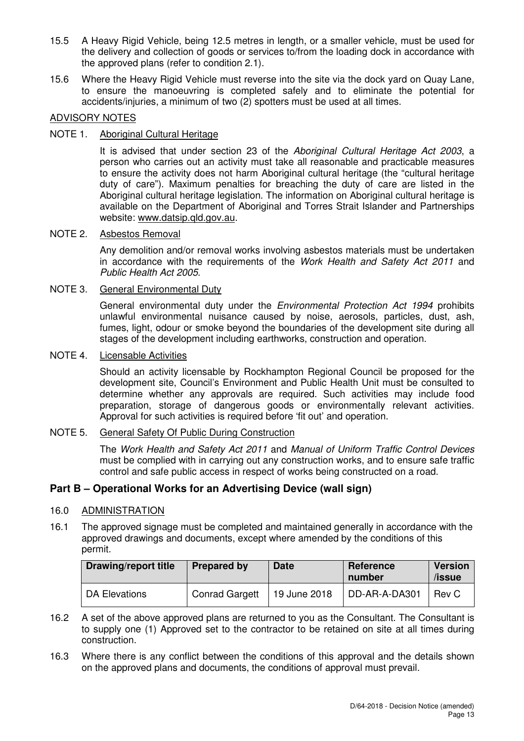15.5 A Heavy Rigid Vehicle, being 12.5 metres in length, or a smaller vehicle, must be used for the delivery and collection of goods or services to/from the loading dock in accordance with the approved plans (refer to condition 2.1).

15.6 Where the Heavy Rigid Vehicle must reverse into the site via the dock yard on Quay Lane, to ensure the manoeuvring is completed safely and to eliminate the potential for accidents/injuries, a minimum of two (2) spotters must be used at all times.

ADVISORY NOTES

NOTE 1. Aboriginal Cultural Heritage

It is advised that under section 23 of the *Aboriginal Cultural Heritage Act 2003*, a person who carries out an activity must take all reasonable and practicable measures to ensure the activity does not harm Aboriginal cultural heritage (the "cultural heritage duty of care"). Maximum penalties for breaching the duty of care are listed in the Aboriginal cultural heritage legislation. The information on Aboriginal cultural heritage is available on the Department of Aboriginal and Torres Strait Islander and Partnerships website: www.datsip.qld.gov.au.

NOTE 2. Asbestos Removal

Any demolition and/or removal works involving asbestos materials must be undertaken in accordance with the requirements of the *Work Health and Safety Act 2011* and *Public Health Act 2005*.

NOTE 3. General Environmental Duty

General environmental duty under the *Environmental Protection Act 1994* prohibits unlawful environmental nuisance caused by noise, aerosols, particles, dust, ash, fumes, light, odour or smoke beyond the boundaries of the development site during all stages of the development including earthworks, construction and operation.

NOTE 4. Licensable Activities

Should an activity licensable by Rockhampton Regional Council be proposed for the development site, Council's Environment and Public Health Unit must be consulted to determine whether any approvals are required. Such activities may include food preparation, storage of dangerous goods or environmentally relevant activities. Approval for such activities is required before 'fit out' and operation.

NOTE 5. General Safety Of Public During Construction

The *Work Health and Safety Act 2011* and *Manual of Uniform Traffic Control Devices* must be complied with in carrying out any construction works, and to ensure safe traffic control and safe public access in respect of works being constructed on a road.

## Part B – Operational Works for an Advertising Device (wall sign)

16.0 ADMINISTRATION

16.1 The approved signage must be completed and maintained generally in accordance with the approved drawings and documents, except where amended by the conditions of this permit.

| Drawing/report title | Prepared by | Date | Reference number | Version /issue |
|---|---|---|---|---|
| DA Elevations | Conrad Gargett | 19 June 2018 | DD-AR-A-DA301 | Rev C |

16.2 A set of the above approved plans are returned to you as the Consultant. The Consultant is to supply one (1) Approved set to the contractor to be retained on site at all times during construction.

16.3 Where there is any conflict between the conditions of this approval and the details shown on the approved plans and documents, the conditions of approval must prevail.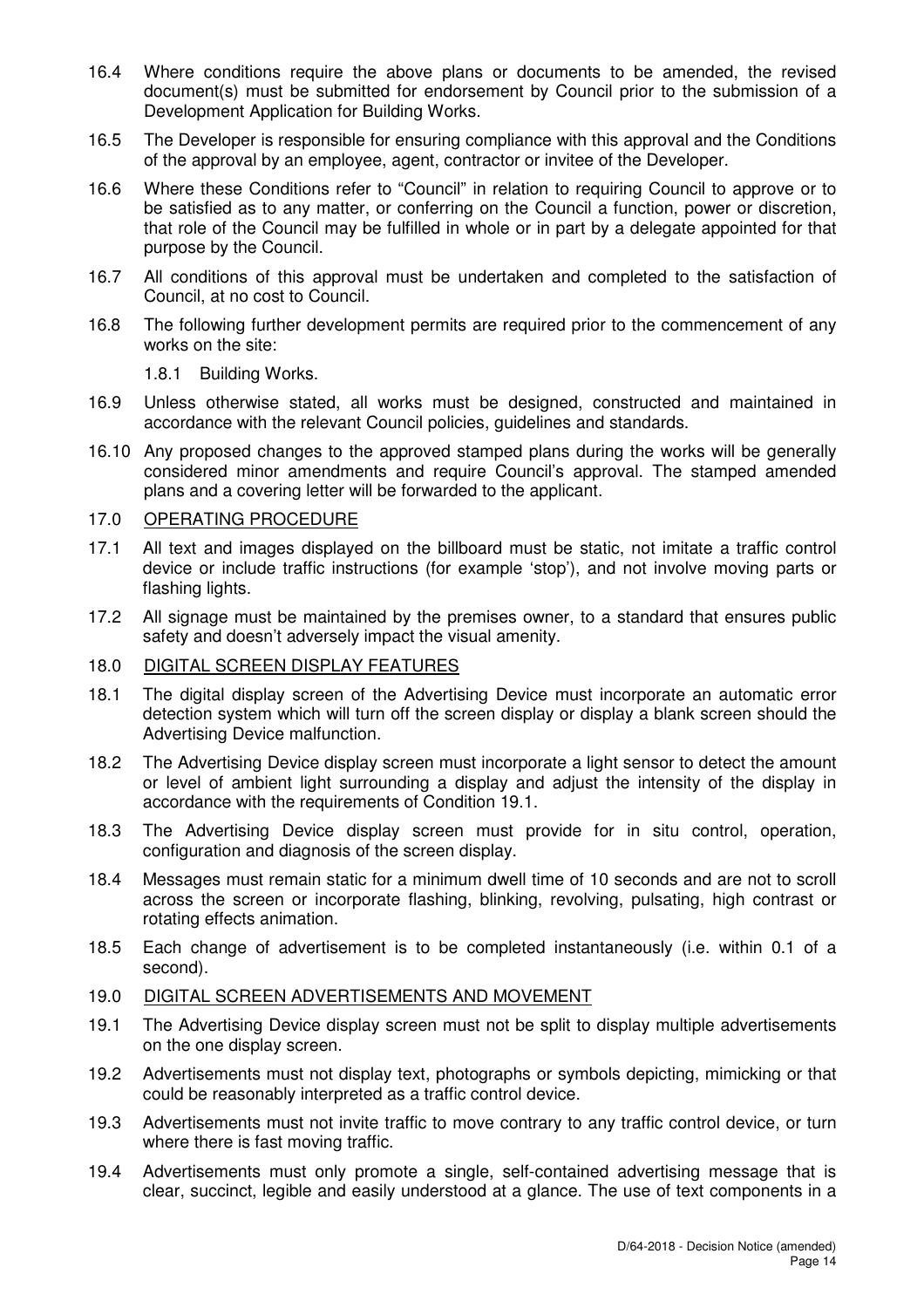16.4 Where conditions require the above plans or documents to be amended, the revised document(s) must be submitted for endorsement by Council prior to the submission of a Development Application for Building Works.

16.5 The Developer is responsible for ensuring compliance with this approval and the Conditions of the approval by an employee, agent, contractor or invitee of the Developer.

16.6 Where these Conditions refer to "Council" in relation to requiring Council to approve or to be satisfied as to any matter, or conferring on the Council a function, power or discretion, that role of the Council may be fulfilled in whole or in part by a delegate appointed for that purpose by the Council.

16.7 All conditions of this approval must be undertaken and completed to the satisfaction of Council, at no cost to Council.

16.8 The following further development permits are required prior to the commencement of any works on the site:

1.8.1 Building Works.

16.9 Unless otherwise stated, all works must be designed, constructed and maintained in accordance with the relevant Council policies, guidelines and standards.

16.10 Any proposed changes to the approved stamped plans during the works will be generally considered minor amendments and require Council's approval. The stamped amended plans and a covering letter will be forwarded to the applicant.

17.0 OPERATING PROCEDURE

17.1 All text and images displayed on the billboard must be static, not imitate a traffic control device or include traffic instructions (for example 'stop'), and not involve moving parts or flashing lights.

17.2 All signage must be maintained by the premises owner, to a standard that ensures public safety and doesn't adversely impact the visual amenity.

18.0 DIGITAL SCREEN DISPLAY FEATURES

18.1 The digital display screen of the Advertising Device must incorporate an automatic error detection system which will turn off the screen display or display a blank screen should the Advertising Device malfunction.

18.2 The Advertising Device display screen must incorporate a light sensor to detect the amount or level of ambient light surrounding a display and adjust the intensity of the display in accordance with the requirements of Condition 19.1.

18.3 The Advertising Device display screen must provide for in situ control, operation, configuration and diagnosis of the screen display.

18.4 Messages must remain static for a minimum dwell time of 10 seconds and are not to scroll across the screen or incorporate flashing, blinking, revolving, pulsating, high contrast or rotating effects animation.

18.5 Each change of advertisement is to be completed instantaneously (i.e. within 0.1 of a second).

19.0 DIGITAL SCREEN ADVERTISEMENTS AND MOVEMENT

19.1 The Advertising Device display screen must not be split to display multiple advertisements on the one display screen.

19.2 Advertisements must not display text, photographs or symbols depicting, mimicking or that could be reasonably interpreted as a traffic control device.

19.3 Advertisements must not invite traffic to move contrary to any traffic control device, or turn where there is fast moving traffic.

19.4 Advertisements must only promote a single, self-contained advertising message that is clear, succinct, legible and easily understood at a glance. The use of text components in a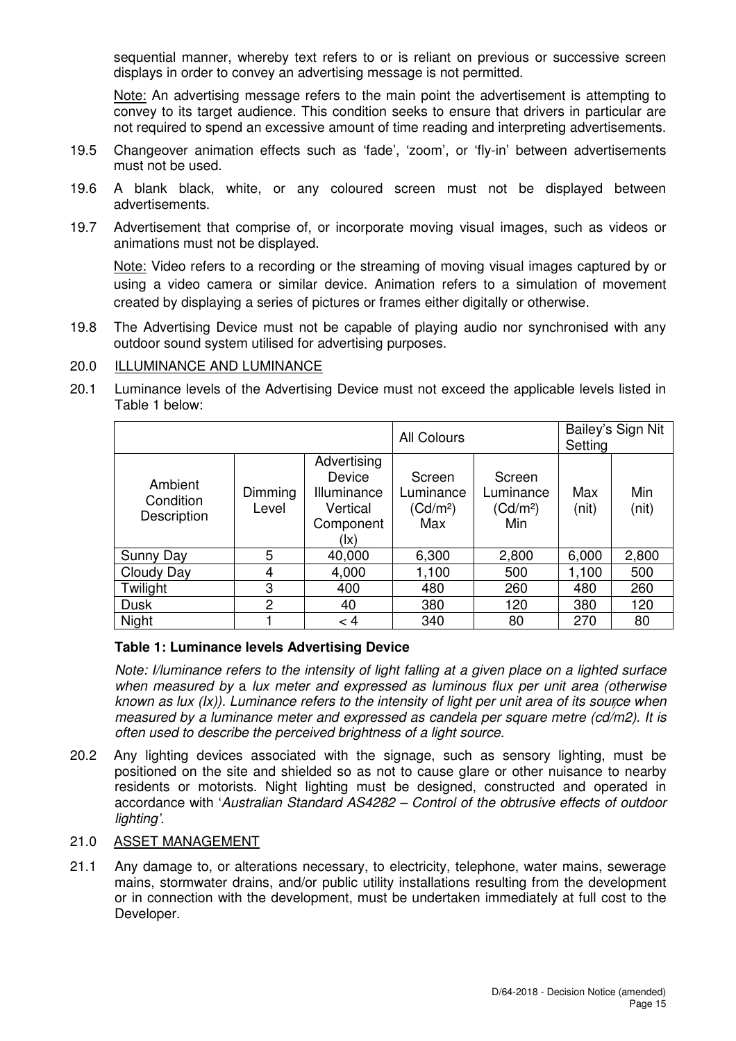sequential manner, whereby text refers to or is reliant on previous or successive screen displays in order to convey an advertising message is not permitted.

Note: An advertising message refers to the main point the advertisement is attempting to convey to its target audience. This condition seeks to ensure that drivers in particular are not required to spend an excessive amount of time reading and interpreting advertisements.

19.5 Changeover animation effects such as 'fade', 'zoom', or 'fly-in' between advertisements must not be used.

19.6 A blank black, white, or any coloured screen must not be displayed between advertisements.

19.7 Advertisement that comprise of, or incorporate moving visual images, such as videos or animations must not be displayed.

Note: Video refers to a recording or the streaming of moving visual images captured by or using a video camera or similar device. Animation refers to a simulation of movement created by displaying a series of pictures or frames either digitally or otherwise.

19.8 The Advertising Device must not be capable of playing audio nor synchronised with any outdoor sound system utilised for advertising purposes.

20.0 ILLUMINANCE AND LUMINANCE

20.1 Luminance levels of the Advertising Device must not exceed the applicable levels listed in Table 1 below:

| | | | All Colours | | Bailey's Sign Nit Setting | |
|---|---|---|---|---|---|---|
| Ambient Condition Description | Dimming Level | Advertising Device Illuminance Vertical Component (lx) | Screen Luminance (Cd/m²) Max | Screen Luminance (Cd/m²) Min | Max (nit) | Min (nit) |
| Sunny Day | 5 | 40,000 | 6,300 | 2,800 | 6,000 | 2,800 |
| Cloudy Day | 4 | 4,000 | 1,100 | 500 | 1,100 | 500 |
| Twilight | 3 | 400 | 480 | 260 | 480 | 260 |
| Dusk | 2 | 40 | 380 | 120 | 380 | 120 |
| Night | 1 | < 4 | 340 | 80 | 270 | 80 |

**Table 1: Luminance levels Advertising Device**

*Note: I/luminance refers to the intensity of light falling at a given place on a lighted surface when measured by* a *lux meter and expressed as luminous flux per unit area (otherwise known as lux (lx)). Luminance refers to the intensity of light per unit area of its source when measured by a luminance meter and expressed as candela per square metre (cd/m2). It is often used to describe the perceived brightness of a light source.*

20.2 Any lighting devices associated with the signage, such as sensory lighting, must be positioned on the site and shielded so as not to cause glare or other nuisance to nearby residents or motorists. Night lighting must be designed, constructed and operated in accordance with '*Australian Standard AS4282 – Control of the obtrusive effects of outdoor lighting'*.

21.0 ASSET MANAGEMENT

21.1 Any damage to, or alterations necessary, to electricity, telephone, water mains, sewerage mains, stormwater drains, and/or public utility installations resulting from the development or in connection with the development, must be undertaken immediately at full cost to the Developer.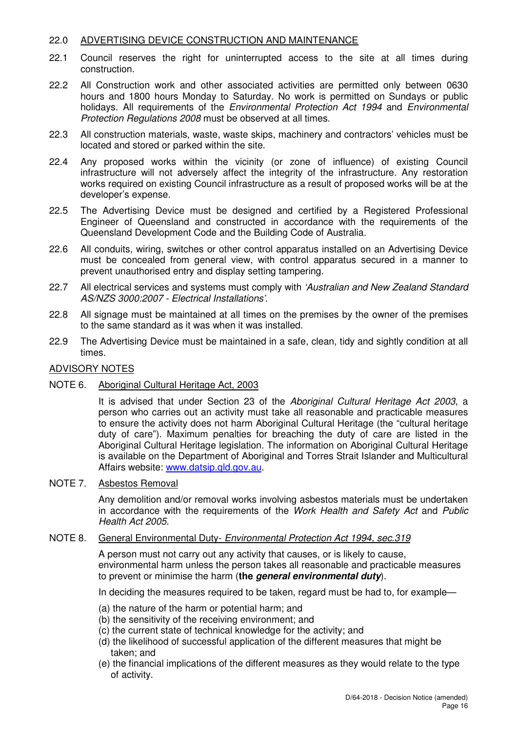## 22.0 ADVERTISING DEVICE CONSTRUCTION AND MAINTENANCE

22.1 Council reserves the right for uninterrupted access to the site at all times during construction.

22.2 All Construction work and other associated activities are permitted only between 0630 hours and 1800 hours Monday to Saturday. No work is permitted on Sundays or public holidays. All requirements of the *Environmental Protection Act 1994* and *Environmental Protection Regulations 2008* must be observed at all times.

22.3 All construction materials, waste, waste skips, machinery and contractors' vehicles must be located and stored or parked within the site.

22.4 Any proposed works within the vicinity (or zone of influence) of existing Council infrastructure will not adversely affect the integrity of the infrastructure. Any restoration works required on existing Council infrastructure as a result of proposed works will be at the developer's expense.

22.5 The Advertising Device must be designed and certified by a Registered Professional Engineer of Queensland and constructed in accordance with the requirements of the Queensland Development Code and the Building Code of Australia.

22.6 All conduits, wiring, switches or other control apparatus installed on an Advertising Device must be concealed from general view, with control apparatus secured in a manner to prevent unauthorised entry and display setting tampering.

22.7 All electrical services and systems must comply with *'Australian and New Zealand Standard AS/NZS 3000:2007 - Electrical Installations'*.

22.8 All signage must be maintained at all times on the premises by the owner of the premises to the same standard as it was when it was installed.

22.9 The Advertising Device must be maintained in a safe, clean, tidy and sightly condition at all times.

## ADVISORY NOTES

### NOTE 6. Aboriginal Cultural Heritage Act, 2003

It is advised that under Section 23 of the *Aboriginal Cultural Heritage Act 2003*, a person who carries out an activity must take all reasonable and practicable measures to ensure the activity does not harm Aboriginal Cultural Heritage (the "cultural heritage duty of care"). Maximum penalties for breaching the duty of care are listed in the Aboriginal Cultural Heritage legislation. The information on Aboriginal Cultural Heritage is available on the Department of Aboriginal and Torres Strait Islander and Multicultural Affairs website: www.datsip.qld.gov.au.

### NOTE 7. Asbestos Removal

Any demolition and/or removal works involving asbestos materials must be undertaken in accordance with the requirements of the *Work Health and Safety Act* and *Public Health Act 2005*.

### NOTE 8. General Environmental Duty- *Environmental Protection Act 1994, sec.319*

A person must not carry out any activity that causes, or is likely to cause, environmental harm unless the person takes all reasonable and practicable measures to prevent or minimise the harm (**the *general environmental duty***).

In deciding the measures required to be taken, regard must be had to, for example—

(a) the nature of the harm or potential harm; and
(b) the sensitivity of the receiving environment; and
(c) the current state of technical knowledge for the activity; and
(d) the likelihood of successful application of the different measures that might be taken; and
(e) the financial implications of the different measures as they would relate to the type of activity.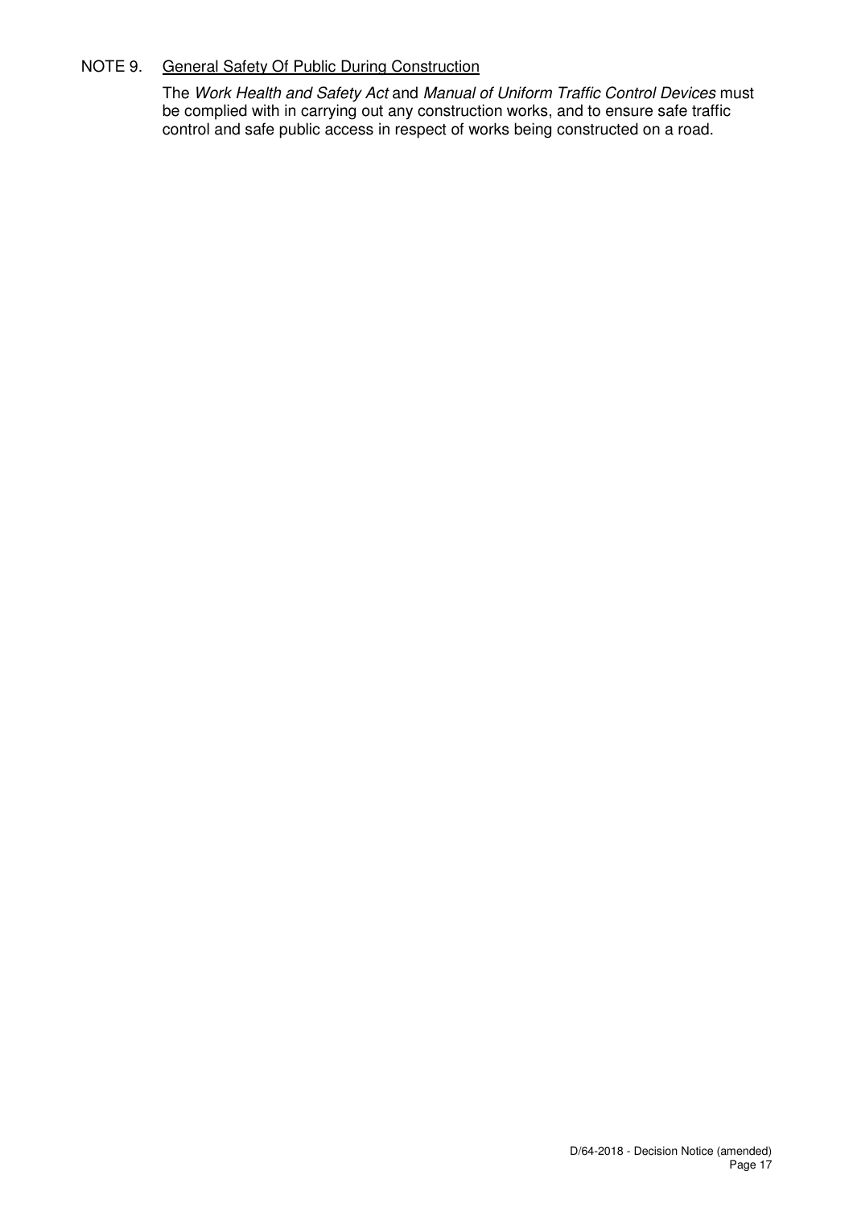NOTE 9. <u>General Safety Of Public During Construction</u>

The *Work Health and Safety Act* and *Manual of Uniform Traffic Control Devices* must be complied with in carrying out any construction works, and to ensure safe traffic control and safe public access in respect of works being constructed on a road.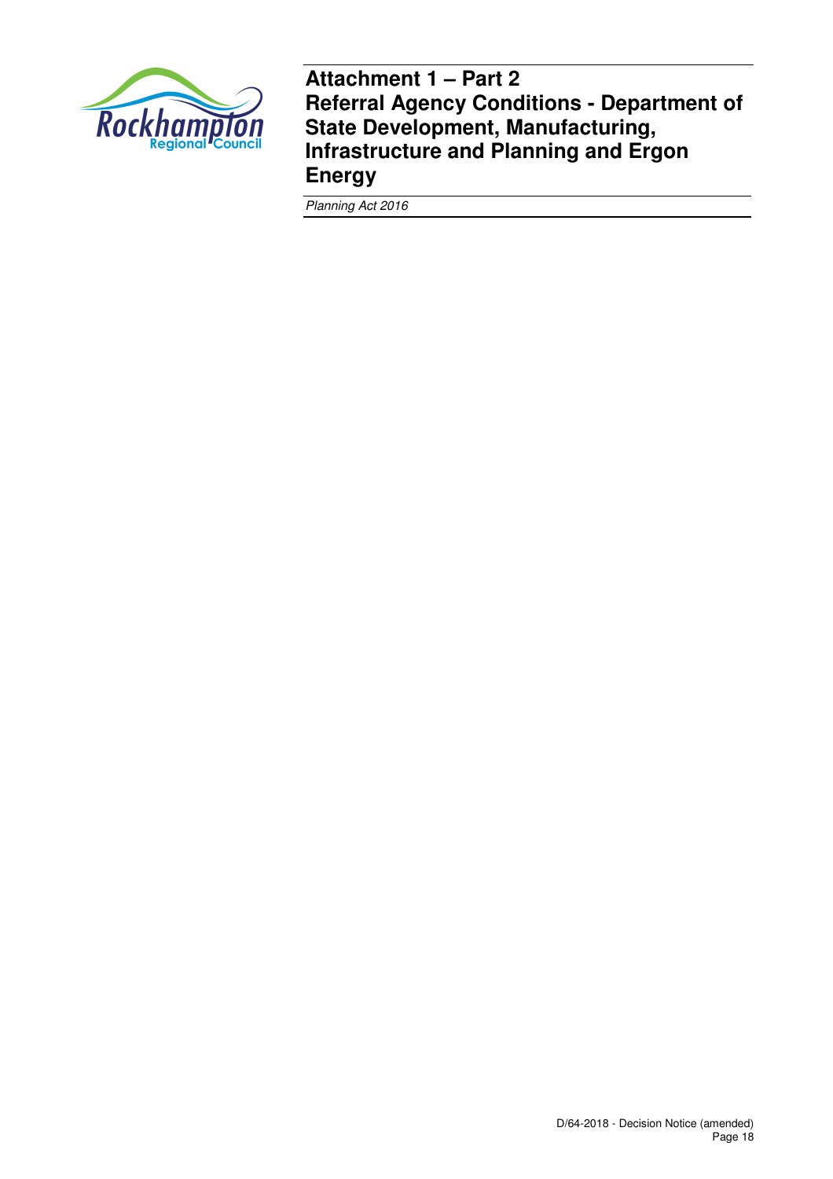# Attachment 1 – Part 2
# Referral Agency Conditions - Department of State Development, Manufacturing, Infrastructure and Planning and Ergon Energy

*Planning Act 2016*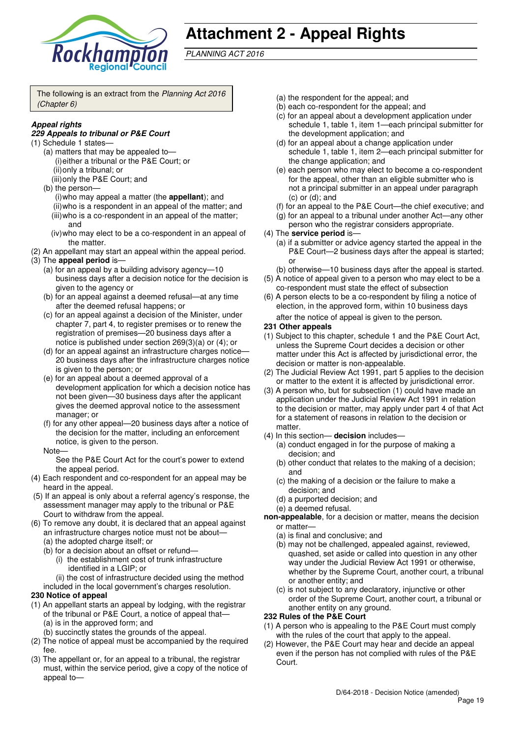# Attachment 2 - Appeal Rights

*PLANNING ACT 2016*

The following is an extract from the *Planning Act 2016 (Chapter 6)*

***Appeal rights***

***229 Appeals to tribunal or P&E Court***

(1) Schedule 1 states—

(a) matters that may be appealed to—

(i) either a tribunal or the P&E Court; or

(ii) only a tribunal; or

(iii) only the P&E Court; and

(b) the person—

(i) who may appeal a matter (the **appellant**); and

(ii) who is a respondent in an appeal of the matter; and

(iii) who is a co-respondent in an appeal of the matter; and

(iv) who may elect to be a co-respondent in an appeal of the matter.

(2) An appellant may start an appeal within the appeal period.

(3) The **appeal period** is—

(a) for an appeal by a building advisory agency—10 business days after a decision notice for the decision is given to the agency or

(b) for an appeal against a deemed refusal—at any time after the deemed refusal happens; or

(c) for an appeal against a decision of the Minister, under chapter 7, part 4, to register premises or to renew the registration of premises—20 business days after a notice is published under section 269(3)(a) or (4); or

(d) for an appeal against an infrastructure charges notice—20 business days after the infrastructure charges notice is given to the person; or

(e) for an appeal about a deemed approval of a development application for which a decision notice has not been given—30 business days after the applicant gives the deemed approval notice to the assessment manager; or

(f) for any other appeal—20 business days after a notice of the decision for the matter, including an enforcement notice, is given to the person.

Note—

See the P&E Court Act for the court's power to extend the appeal period.

(4) Each respondent and co-respondent for an appeal may be heard in the appeal.

(5) If an appeal is only about a referral agency's response, the assessment manager may apply to the tribunal or P&E Court to withdraw from the appeal.

(6) To remove any doubt, it is declared that an appeal against an infrastructure charges notice must not be about—

(a) the adopted charge itself; or

(b) for a decision about an offset or refund—

(i) the establishment cost of trunk infrastructure identified in a LGIP; or

(ii) the cost of infrastructure decided using the method included in the local government's charges resolution.

**230 Notice of appeal**

(1) An appellant starts an appeal by lodging, with the registrar of the tribunal or P&E Court, a notice of appeal that—

(a) is in the approved form; and

(b) succinctly states the grounds of the appeal.

(2) The notice of appeal must be accompanied by the required fee.

(3) The appellant or, for an appeal to a tribunal, the registrar must, within the service period, give a copy of the notice of appeal to—

(a) the respondent for the appeal; and

(b) each co-respondent for the appeal; and

(c) for an appeal about a development application under schedule 1, table 1, item 1—each principal submitter for the development application; and

(d) for an appeal about a change application under schedule 1, table 1, item 2—each principal submitter for the change application; and

(e) each person who may elect to become a co-respondent for the appeal, other than an eligible submitter who is not a principal submitter in an appeal under paragraph (c) or (d); and

(f) for an appeal to the P&E Court—the chief executive; and

(g) for an appeal to a tribunal under another Act—any other person who the registrar considers appropriate.

(4) The **service period** is—

(a) if a submitter or advice agency started the appeal in the P&E Court—2 business days after the appeal is started; or

(b) otherwise—10 business days after the appeal is started.

(5) A notice of appeal given to a person who may elect to be a co-respondent must state the effect of subsection

(6) A person elects to be a co-respondent by filing a notice of election, in the approved form, within 10 business days after the notice of appeal is given to the person.

**231 Other appeals**

(1) Subject to this chapter, schedule 1 and the P&E Court Act, unless the Supreme Court decides a decision or other matter under this Act is affected by jurisdictional error, the decision or matter is non-appealable.

(2) The Judicial Review Act 1991, part 5 applies to the decision or matter to the extent it is affected by jurisdictional error.

(3) A person who, but for subsection (1) could have made an application under the Judicial Review Act 1991 in relation to the decision or matter, may apply under part 4 of that Act for a statement of reasons in relation to the decision or matter.

(4) In this section— **decision** includes—

(a) conduct engaged in for the purpose of making a decision; and

(b) other conduct that relates to the making of a decision; and

(c) the making of a decision or the failure to make a decision; and

(d) a purported decision; and

(e) a deemed refusal.

**non-appealable**, for a decision or matter, means the decision or matter—

(a) is final and conclusive; and

(b) may not be challenged, appealed against, reviewed, quashed, set aside or called into question in any other way under the Judicial Review Act 1991 or otherwise, whether by the Supreme Court, another court, a tribunal or another entity; and

(c) is not subject to any declaratory, injunctive or other order of the Supreme Court, another court, a tribunal or another entity on any ground.

**232 Rules of the P&E Court**

(1) A person who is appealing to the P&E Court must comply with the rules of the court that apply to the appeal.

(2) However, the P&E Court may hear and decide an appeal even if the person has not complied with rules of the P&E Court.

D/64-2018 - Decision Notice (amended)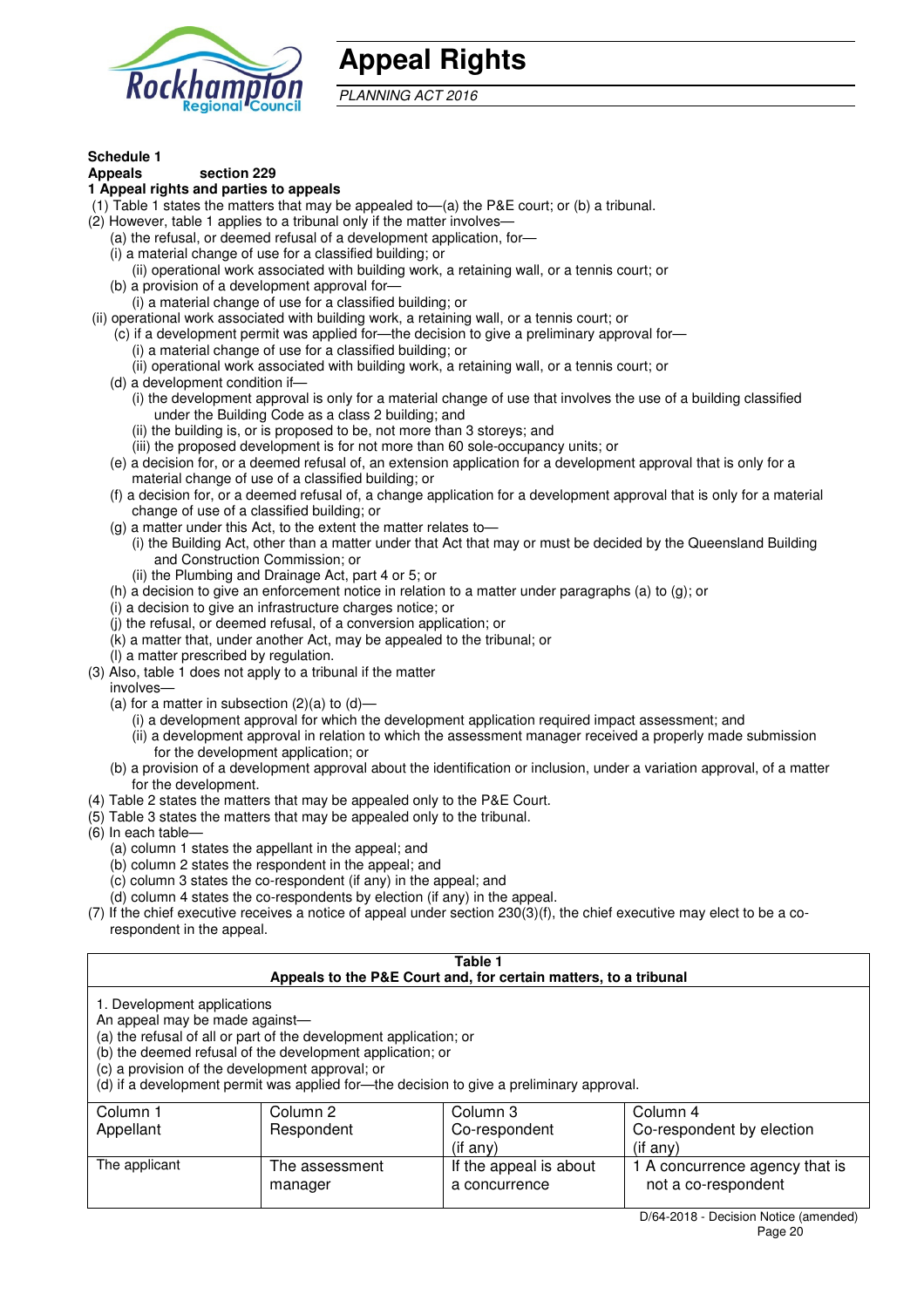# Appeal Rights

*PLANNING ACT 2016*

**Schedule 1**
**Appeals section 229**
**1 Appeal rights and parties to appeals**

(1) Table 1 states the matters that may be appealed to—(a) the P&E court; or (b) a tribunal.
(2) However, table 1 applies to a tribunal only if the matter involves—
- (a) the refusal, or deemed refusal of a development application, for—
  - (i) a material change of use for a classified building; or
  - (ii) operational work associated with building work, a retaining wall, or a tennis court; or
- (b) a provision of a development approval for—
  - (i) a material change of use for a classified building; or
  - (ii) operational work associated with building work, a retaining wall, or a tennis court; or
- (c) if a development permit was applied for—the decision to give a preliminary approval for—
  - (i) a material change of use for a classified building; or
  - (ii) operational work associated with building work, a retaining wall, or a tennis court; or
- (d) a development condition if—
  - (i) the development approval is only for a material change of use that involves the use of a building classified under the Building Code as a class 2 building; and
  - (ii) the building is, or is proposed to be, not more than 3 storeys; and
  - (iii) the proposed development is for not more than 60 sole-occupancy units; or
- (e) a decision for, or a deemed refusal of, an extension application for a development approval that is only for a material change of use of a classified building; or
- (f) a decision for, or a deemed refusal of, a change application for a development approval that is only for a material change of use of a classified building; or
- (g) a matter under this Act, to the extent the matter relates to—
  - (i) the Building Act, other than a matter under that Act that may or must be decided by the Queensland Building and Construction Commission; or
  - (ii) the Plumbing and Drainage Act, part 4 or 5; or
- (h) a decision to give an enforcement notice in relation to a matter under paragraphs (a) to (g); or
- (i) a decision to give an infrastructure charges notice; or
- (j) the refusal, or deemed refusal, of a conversion application; or
- (k) a matter that, under another Act, may be appealed to the tribunal; or
- (l) a matter prescribed by regulation.

(3) Also, table 1 does not apply to a tribunal if the matter involves—
- (a) for a matter in subsection (2)(a) to (d)—
  - (i) a development approval for which the development application required impact assessment; and
  - (ii) a development approval in relation to which the assessment manager received a properly made submission for the development application; or
- (b) a provision of a development approval about the identification or inclusion, under a variation approval, of a matter for the development.

(4) Table 2 states the matters that may be appealed only to the P&E Court.
(5) Table 3 states the matters that may be appealed only to the tribunal.
(6) In each table—
- (a) column 1 states the appellant in the appeal; and
- (b) column 2 states the respondent in the appeal; and
- (c) column 3 states the co-respondent (if any) in the appeal; and
- (d) column 4 states the co-respondents by election (if any) in the appeal.

(7) If the chief executive receives a notice of appeal under section 230(3)(f), the chief executive may elect to be a co-respondent in the appeal.

**Table 1**
**Appeals to the P&E Court and, for certain matters, to a tribunal**

1. Development applications
An appeal may be made against—
(a) the refusal of all or part of the development application; or
(b) the deemed refusal of the development application; or
(c) a provision of the development approval; or
(d) if a development permit was applied for—the decision to give a preliminary approval.

| Column 1 Appellant | Column 2 Respondent | Column 3 Co-respondent (if any) | Column 4 Co-respondent by election (if any) |
|---|---|---|---|
| The applicant | The assessment manager | If the appeal is about a concurrence | 1 A concurrence agency that is not a co-respondent |

D/64-2018 - Decision Notice (amended)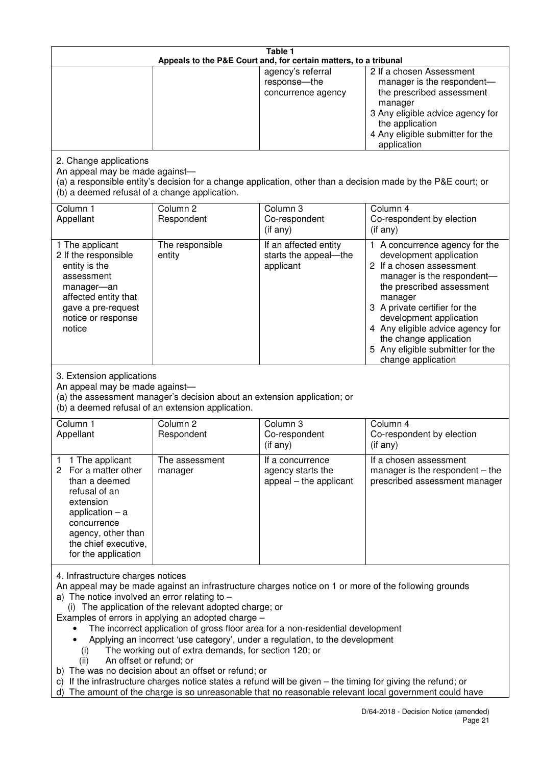**Table 1**
**Appeals to the P&E Court and, for certain matters, to a tribunal**

| | | | |
|---|---|---|---|
| | | agency's referral response—the concurrence agency | 2 If a chosen Assessment manager is the respondent—the prescribed assessment manager<br>3 Any eligible advice agency for the application<br>4 Any eligible submitter for the application |

2. Change applications

An appeal may be made against—

(a) a responsible entity's decision for a change application, other than a decision made by the P&E court; or

(b) a deemed refusal of a change application.

| Column 1<br>Appellant | Column 2<br>Respondent | Column 3<br>Co-respondent<br>(if any) | Column 4<br>Co-respondent by election<br>(if any) |
|---|---|---|---|
| 1 The applicant<br>2 If the responsible entity is the assessment manager—an affected entity that gave a pre-request notice or response notice | The responsible entity | If an affected entity starts the appeal—the applicant | 1 A concurrence agency for the development application<br>2 If a chosen assessment manager is the respondent—the prescribed assessment manager<br>3 A private certifier for the development application<br>4 Any eligible advice agency for the change application<br>5 Any eligible submitter for the change application |

3. Extension applications

An appeal may be made against—

(a) the assessment manager's decision about an extension application; or

(b) a deemed refusal of an extension application.

| Column 1<br>Appellant | Column 2<br>Respondent | Column 3<br>Co-respondent<br>(if any) | Column 4<br>Co-respondent by election<br>(if any) |
|---|---|---|---|
| 1 1 The applicant<br>2 For a matter other than a deemed refusal of an extension application – a concurrence agency, other than the chief executive, for the application | The assessment manager | If a concurrence agency starts the appeal – the applicant | If a chosen assessment manager is the respondent – the prescribed assessment manager |

4. Infrastructure charges notices

An appeal may be made against an infrastructure charges notice on 1 or more of the following grounds

a) The notice involved an error relating to –

(i) The application of the relevant adopted charge; or

Examples of errors in applying an adopted charge –

- The incorrect application of gross floor area for a non-residential development
- Applying an incorrect 'use category', under a regulation, to the development

(i) The working out of extra demands, for section 120; or

(ii) An offset or refund; or

b) The was no decision about an offset or refund; or

c) If the infrastructure charges notice states a refund will be given – the timing for giving the refund; or

d) The amount of the charge is so unreasonable that no reasonable relevant local government could have

D/64-2018 - Decision Notice (amended)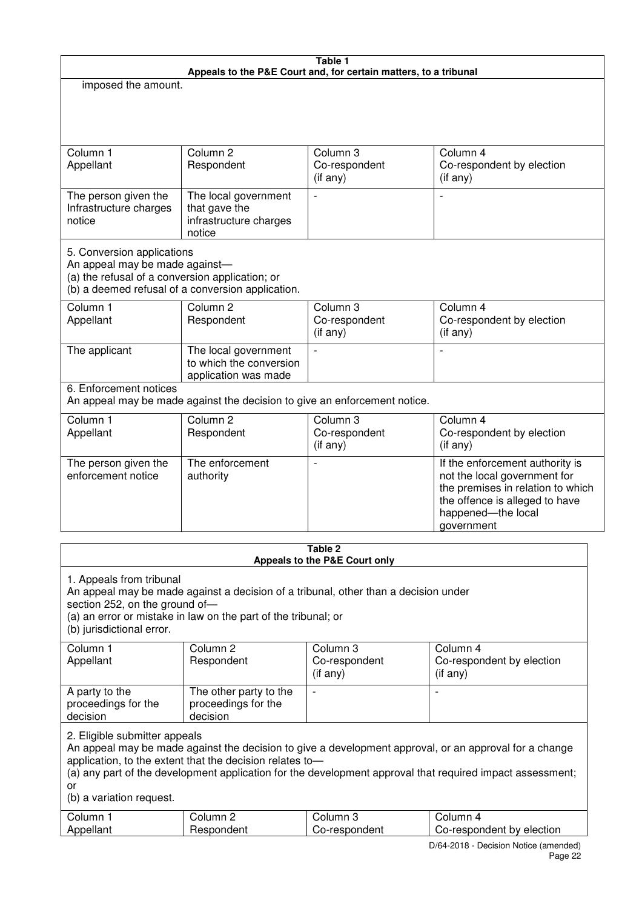| Table 1 | | | |
|---|---|---|---|
| **Appeals to the P&E Court and, for certain matters, to a tribunal** | | | |
| imposed the amount. | | | |
| Column 1<br>Appellant | Column 2<br>Respondent | Column 3<br>Co-respondent<br>(if any) | Column 4<br>Co-respondent by election<br>(if any) |
| The person given the Infrastructure charges notice | The local government that gave the infrastructure charges notice | - | - |
| 5. Conversion applications<br>An appeal may be made against—<br>(a) the refusal of a conversion application; or<br>(b) a deemed refusal of a conversion application. | | | |
| Column 1<br>Appellant | Column 2<br>Respondent | Column 3<br>Co-respondent<br>(if any) | Column 4<br>Co-respondent by election<br>(if any) |
| The applicant | The local government to which the conversion application was made | - | - |
| 6. Enforcement notices<br>An appeal may be made against the decision to give an enforcement notice. | | | |
| Column 1<br>Appellant | Column 2<br>Respondent | Column 3<br>Co-respondent<br>(if any) | Column 4<br>Co-respondent by election<br>(if any) |
| The person given the enforcement notice | The enforcement authority | - | If the enforcement authority is not the local government for the premises in relation to which the offence is alleged to have happened—the local government |

| Table 2 | | | |
|---|---|---|---|
| **Appeals to the P&E Court only** | | | |
| 1. Appeals from tribunal<br>An appeal may be made against a decision of a tribunal, other than a decision under section 252, on the ground of—<br>(a) an error or mistake in law on the part of the tribunal; or<br>(b) jurisdictional error. | | | |
| Column 1<br>Appellant | Column 2<br>Respondent | Column 3<br>Co-respondent<br>(if any) | Column 4<br>Co-respondent by election<br>(if any) |
| A party to the proceedings for the decision | The other party to the proceedings for the decision | - | - |
| 2. Eligible submitter appeals<br>An appeal may be made against the decision to give a development approval, or an approval for a change application, to the extent that the decision relates to—<br>(a) any part of the development application for the development approval that required impact assessment; or<br>(b) a variation request. | | | |
| Column 1<br>Appellant | Column 2<br>Respondent | Column 3<br>Co-respondent | Column 4<br>Co-respondent by election |

D/64-2018 - Decision Notice (amended)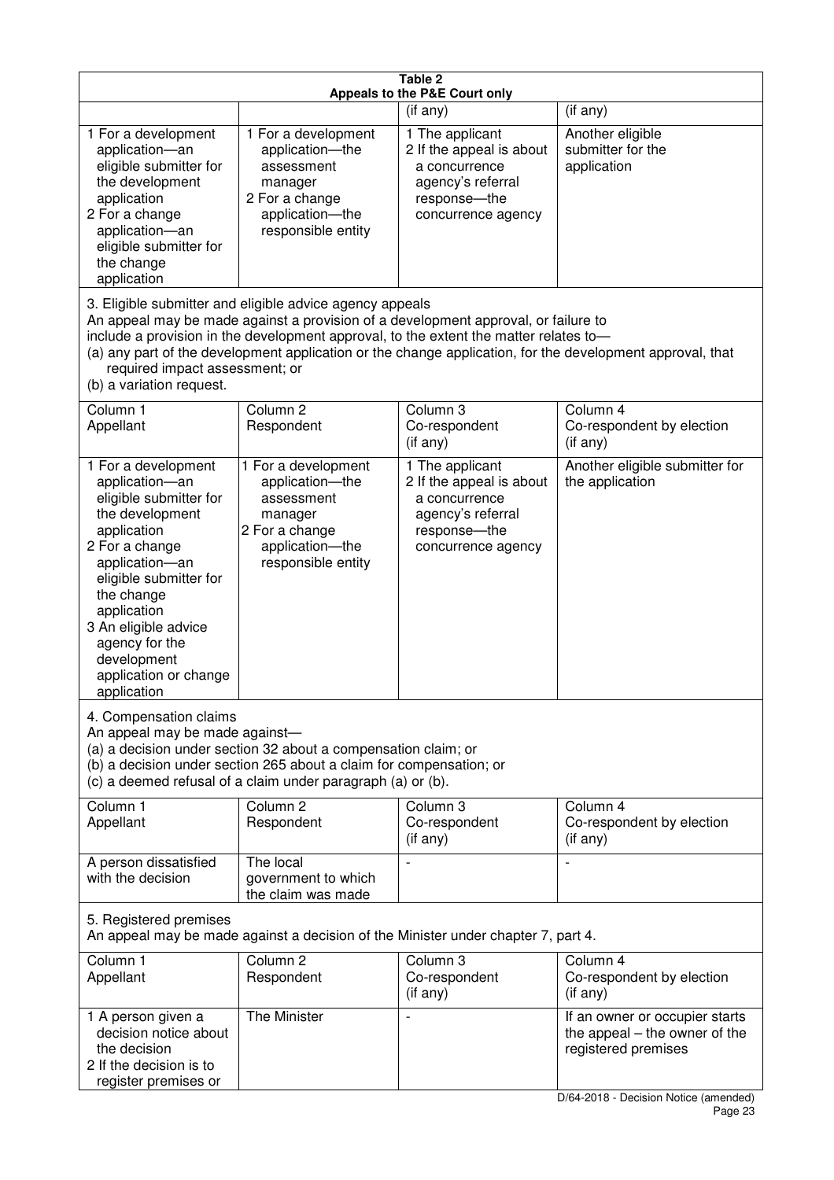**Table 2**
**Appeals to the P&E Court only**

| | | (if any) | (if any) |
|---|---|---|---|
| 1 For a development application—an eligible submitter for the development application<br>2 For a change application—an eligible submitter for the change application | 1 For a development application—the assessment manager<br>2 For a change application—the responsible entity | 1 The applicant<br>2 If the appeal is about a concurrence agency's referral response—the concurrence agency | Another eligible submitter for the application |

3. Eligible submitter and eligible advice agency appeals
An appeal may be made against a provision of a development approval, or failure to include a provision in the development approval, to the extent the matter relates to—
(a) any part of the development application or the change application, for the development approval, that required impact assessment; or
(b) a variation request.

| Column 1<br>Appellant | Column 2<br>Respondent | Column 3<br>Co-respondent<br>(if any) | Column 4<br>Co-respondent by election<br>(if any) |
|---|---|---|---|
| 1 For a development application—an eligible submitter for the development application<br>2 For a change application—an eligible submitter for the change application<br>3 An eligible advice agency for the development application or change application | 1 For a development application—the assessment manager<br>2 For a change application—the responsible entity | 1 The applicant<br>2 If the appeal is about a concurrence agency's referral response—the concurrence agency | Another eligible submitter for the application |

4. Compensation claims
An appeal may be made against—
(a) a decision under section 32 about a compensation claim; or
(b) a decision under section 265 about a claim for compensation; or
(c) a deemed refusal of a claim under paragraph (a) or (b).

| Column 1<br>Appellant | Column 2<br>Respondent | Column 3<br>Co-respondent<br>(if any) | Column 4<br>Co-respondent by election<br>(if any) |
|---|---|---|---|
| A person dissatisfied with the decision | The local government to which the claim was made | - | - |

5. Registered premises
An appeal may be made against a decision of the Minister under chapter 7, part 4.

| Column 1<br>Appellant | Column 2<br>Respondent | Column 3<br>Co-respondent<br>(if any) | Column 4<br>Co-respondent by election<br>(if any) |
|---|---|---|---|
| 1 A person given a decision notice about the decision<br>2 If the decision is to register premises or | The Minister | - | If an owner or occupier starts the appeal – the owner of the registered premises |

D/64-2018 - Decision Notice (amended)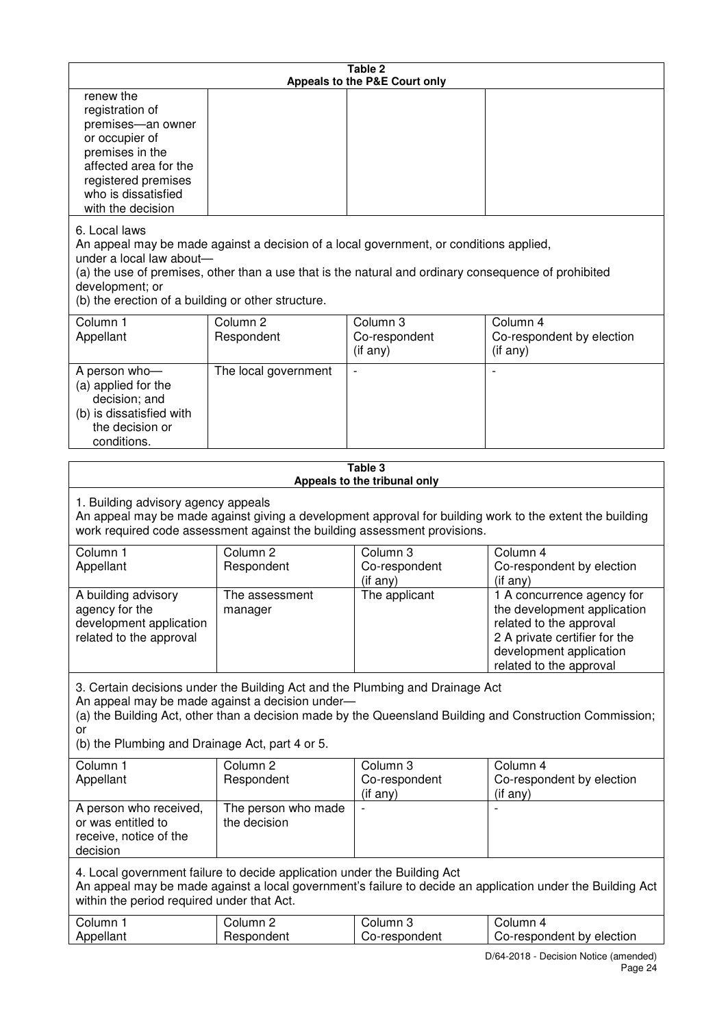**Table 2**
**Appeals to the P&E Court only**

| | | | |
|---|---|---|---|
| renew the registration of premises—an owner or occupier of premises in the affected area for the registered premises who is dissatisfied with the decision | | | |

6. Local laws
An appeal may be made against a decision of a local government, or conditions applied, under a local law about—
(a) the use of premises, other than a use that is the natural and ordinary consequence of prohibited development; or
(b) the erection of a building or other structure.

| Column 1<br>Appellant | Column 2<br>Respondent | Column 3<br>Co-respondent<br>(if any) | Column 4<br>Co-respondent by election<br>(if any) |
|---|---|---|---|
| A person who—<br>(a) applied for the decision; and<br>(b) is dissatisfied with the decision or conditions. | The local government | - | - |

**Table 3**
**Appeals to the tribunal only**

1. Building advisory agency appeals
An appeal may be made against giving a development approval for building work to the extent the building work required code assessment against the building assessment provisions.

| Column 1<br>Appellant | Column 2<br>Respondent | Column 3<br>Co-respondent<br>(if any) | Column 4<br>Co-respondent by election<br>(if any) |
|---|---|---|---|
| A building advisory agency for the development application related to the approval | The assessment manager | The applicant | 1 A concurrence agency for the development application related to the approval<br>2 A private certifier for the development application related to the approval |

3. Certain decisions under the Building Act and the Plumbing and Drainage Act
An appeal may be made against a decision under—
(a) the Building Act, other than a decision made by the Queensland Building and Construction Commission; or
(b) the Plumbing and Drainage Act, part 4 or 5.

| Column 1<br>Appellant | Column 2<br>Respondent | Column 3<br>Co-respondent<br>(if any) | Column 4<br>Co-respondent by election<br>(if any) |
|---|---|---|---|
| A person who received, or was entitled to receive, notice of the decision | The person who made the decision | - | - |

4. Local government failure to decide application under the Building Act
An appeal may be made against a local government's failure to decide an application under the Building Act within the period required under that Act.

| Column 1<br>Appellant | Column 2<br>Respondent | Column 3<br>Co-respondent | Column 4<br>Co-respondent by election |
|---|---|---|---|

D/64-2018 - Decision Notice (amended)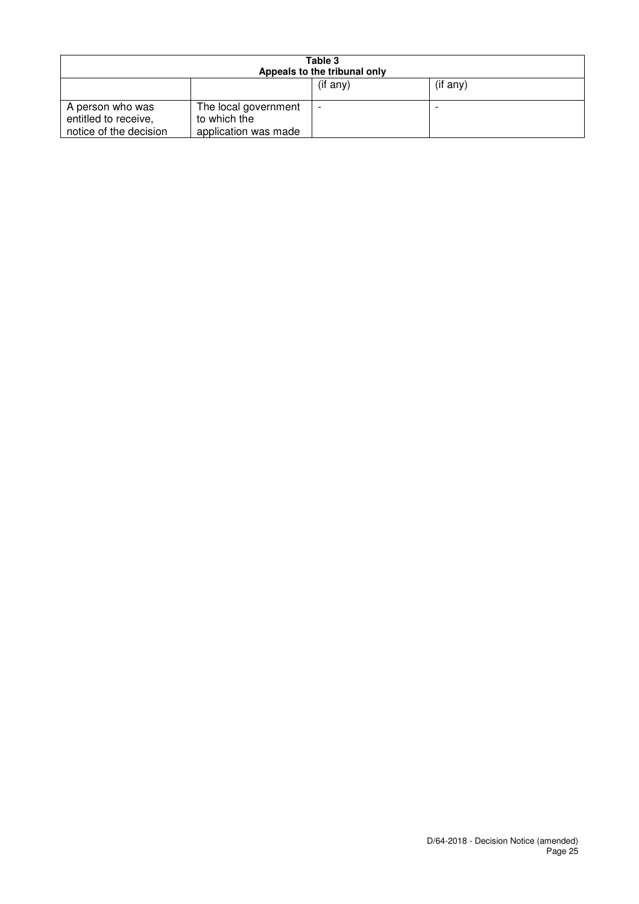| Table 3<br>Appeals to the tribunal only | | | |
|---|---|---|---|
| | | (if any) | (if any) |
| A person who was entitled to receive, notice of the decision | The local government to which the application was made | - | - |